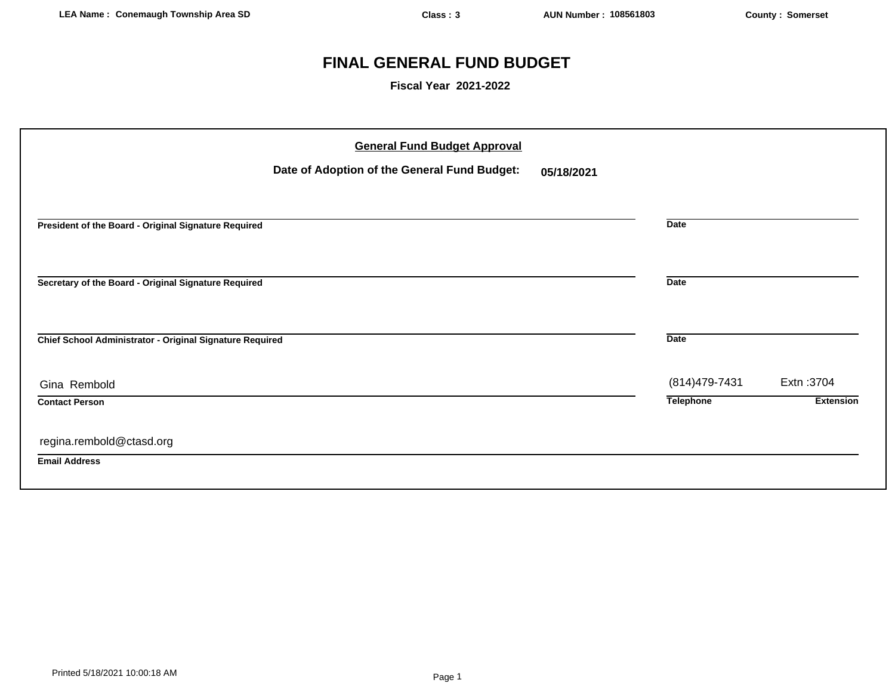**LEA Name : Conemaugh Township Area SD** **Class : 3** **AUN Number : 108561803** **County : Somerset**

# FINAL GENERAL FUND BUDGET

**Fiscal Year 2021-2022**

**General Fund Budget Approval**

**Date of Adoption of the General Fund Budget:** **05/18/2021**

______________________________________________ ____________________
**President of the Board - Original Signature Required** **Date**

______________________________________________ ____________________
**Secretary of the Board - Original Signature Required** **Date**

______________________________________________ ____________________
**Chief School Administrator - Original Signature Required** **Date**

Gina Rembold
**Contact Person**

(814)479-7431 Extn :3704
**Telephone** **Extension**

regina.rembold@ctasd.org
**Email Address**

Printed 5/18/2021 10:00:18 AM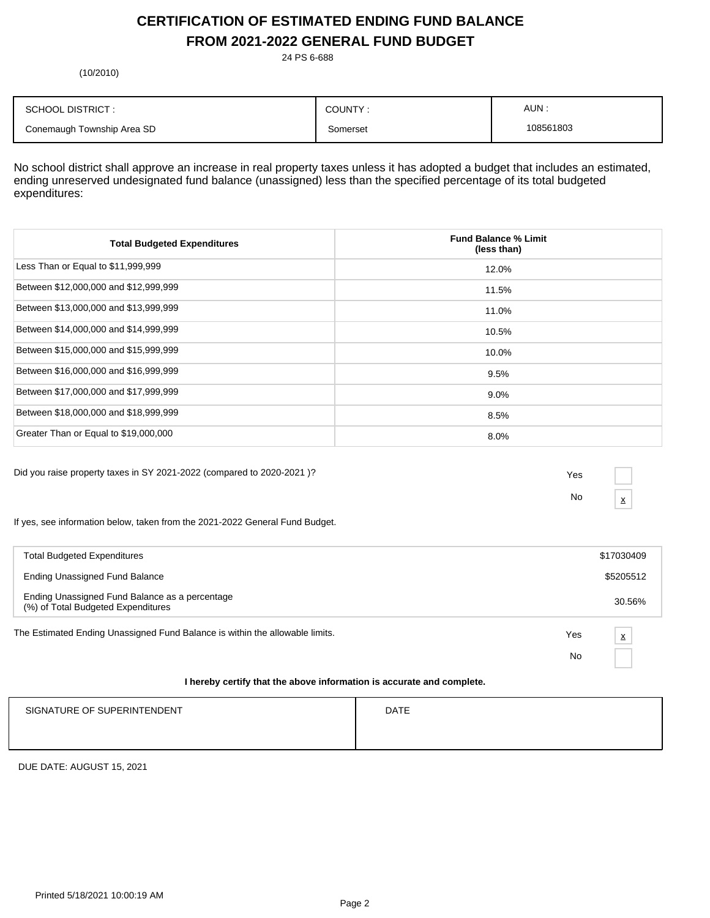# CERTIFICATION OF ESTIMATED ENDING FUND BALANCE
# FROM 2021-2022 GENERAL FUND BUDGET

24 PS 6-688

(10/2010)

| SCHOOL DISTRICT : | COUNTY : | AUN : |
|---|---|---|
| Conemaugh Township Area SD | Somerset | 108561803 |

No school district shall approve an increase in real property taxes unless it has adopted a budget that includes an estimated, ending unreserved undesignated fund balance (unassigned) less than the specified percentage of its total budgeted expenditures:

| Total Budgeted Expenditures | Fund Balance % Limit (less than) |
|---|---|
| Less Than or Equal to $11,999,999 | 12.0% |
| Between $12,000,000 and $12,999,999 | 11.5% |
| Between $13,000,000 and $13,999,999 | 11.0% |
| Between $14,000,000 and $14,999,999 | 10.5% |
| Between $15,000,000 and $15,999,999 | 10.0% |
| Between $16,000,000 and $16,999,999 | 9.5% |
| Between $17,000,000 and $17,999,999 | 9.0% |
| Between $18,000,000 and $18,999,999 | 8.5% |
| Greater Than or Equal to $19,000,000 | 8.0% |

Did you raise property taxes in SY 2021-2022 (compared to 2020-2021 )?

- Yes [ ]
- No [x]

If yes, see information below, taken from the 2021-2022 General Fund Budget.

| | |
|---|---|
| Total Budgeted Expenditures | $17030409 |
| Ending Unassigned Fund Balance | $5205512 |
| Ending Unassigned Fund Balance as a percentage (%) of Total Budgeted Expenditures | 30.56% |

The Estimated Ending Unassigned Fund Balance is within the allowable limits.

- Yes [x]
- No [ ]

**I hereby certify that the above information is accurate and complete.**

| SIGNATURE OF SUPERINTENDENT | DATE |
|---|---|
| | |

DUE DATE: AUGUST 15, 2021

Printed 5/18/2021 10:00:19 AM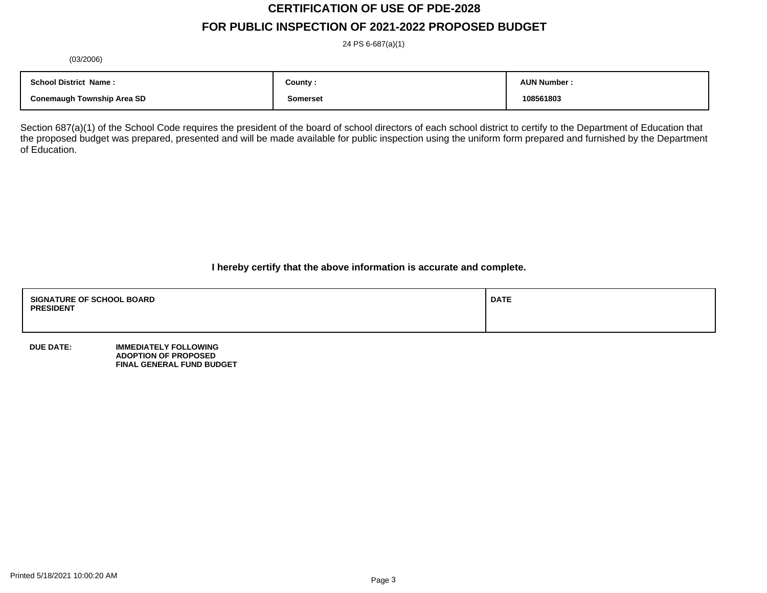# CERTIFICATION OF USE OF PDE-2028

## FOR PUBLIC INSPECTION OF 2021-2022 PROPOSED BUDGET

24 PS 6-687(a)(1)

(03/2006)

| School District Name : | County : | AUN Number : |
|---|---|---|
| Conemaugh Township Area SD | Somerset | 108561803 |

Section 687(a)(1) of the School Code requires the president of the board of school directors of each school district to certify to the Department of Education that the proposed budget was prepared, presented and will be made available for public inspection using the uniform form prepared and furnished by the Department of Education.

**I hereby certify that the above information is accurate and complete.**

| SIGNATURE OF SCHOOL BOARD PRESIDENT | DATE |
|---|---|
| | |

**DUE DATE:** **IMMEDIATELY FOLLOWING ADOPTION OF PROPOSED FINAL GENERAL FUND BUDGET**

Printed 5/18/2021 10:00:20 AM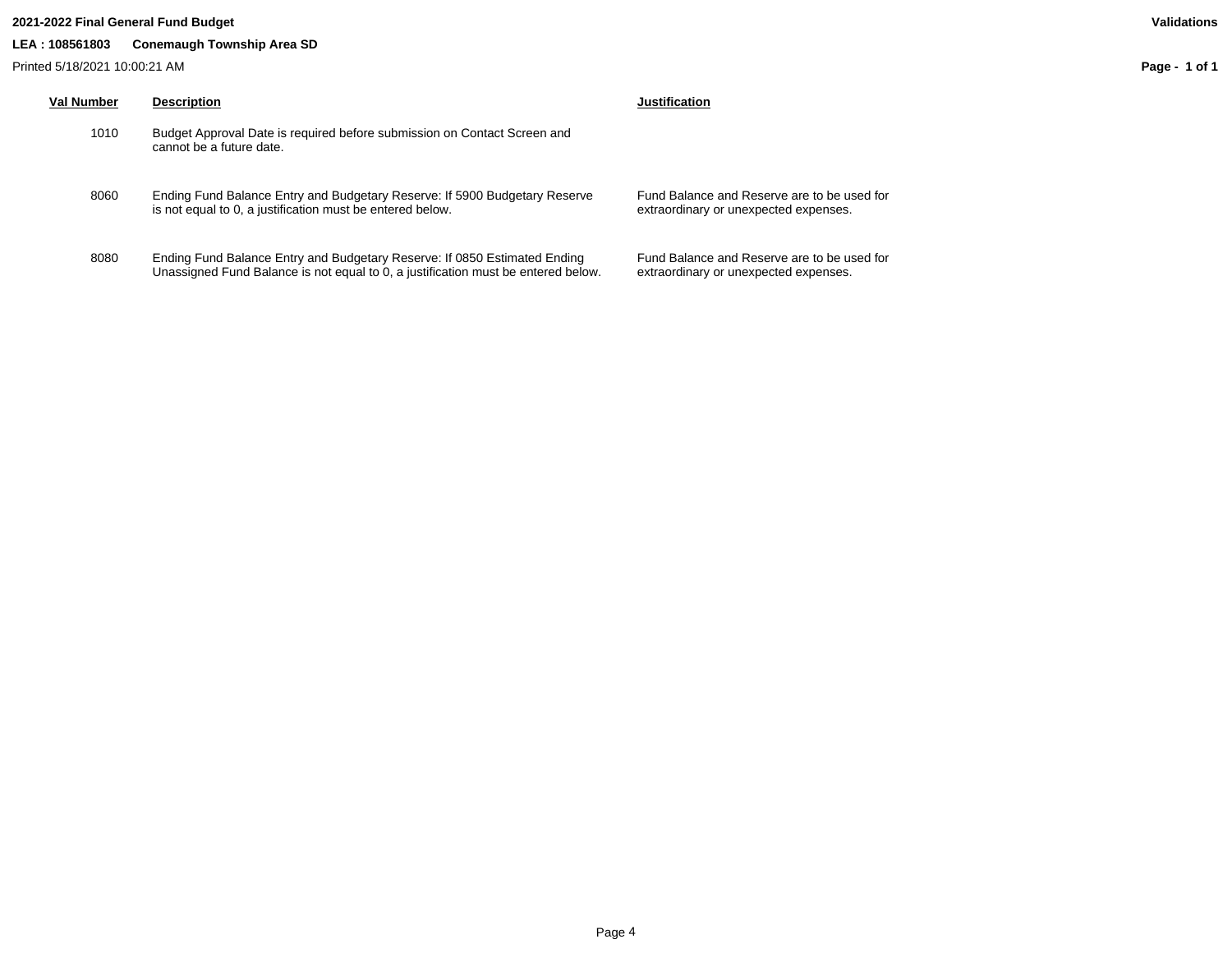**2021-2022 Final General Fund Budget** **Validations**

**LEA : 108561803 Conemaugh Township Area SD**

Printed 5/18/2021 10:00:21 AM

| Val Number | Description | Justification |
|---|---|---|
| 1010 | Budget Approval Date is required before submission on Contact Screen and cannot be a future date. | |
| 8060 | Ending Fund Balance Entry and Budgetary Reserve: If 5900 Budgetary Reserve is not equal to 0, a justification must be entered below. | Fund Balance and Reserve are to be used for extraordinary or unexpected expenses. |
| 8080 | Ending Fund Balance Entry and Budgetary Reserve: If 0850 Estimated Ending Unassigned Fund Balance is not equal to 0, a justification must be entered below. | Fund Balance and Reserve are to be used for extraordinary or unexpected expenses. |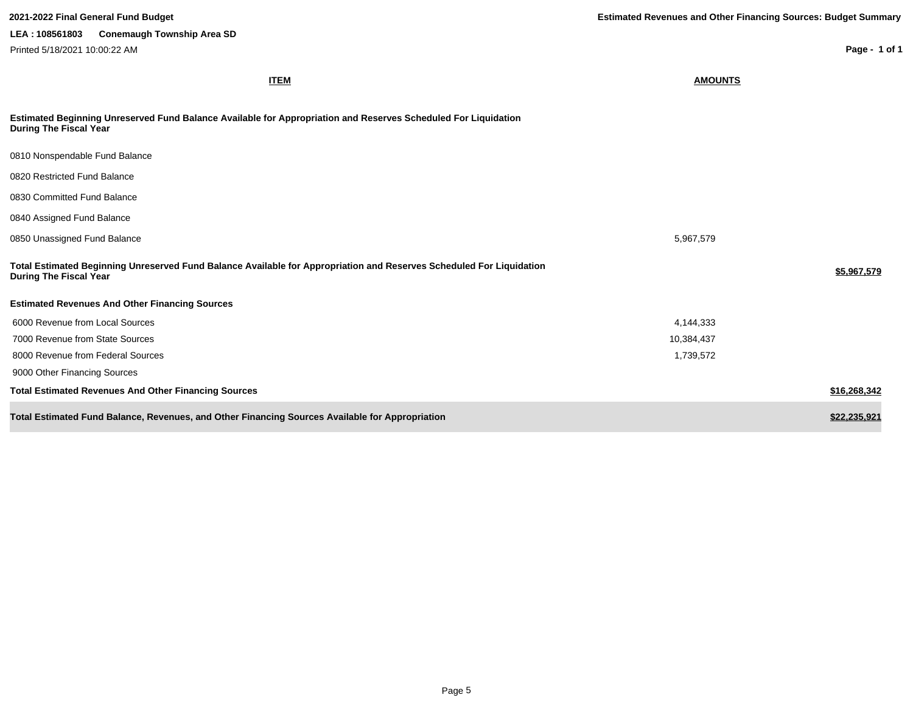**2021-2022 Final General Fund Budget**

**Estimated Revenues and Other Financing Sources: Budget Summary**

**LEA : 108561803 Conemaugh Township Area SD**

Printed 5/18/2021 10:00:22 AM

| ITEM | AMOUNTS | |
|---|---|---|
| **Estimated Beginning Unreserved Fund Balance Available for Appropriation and Reserves Scheduled For Liquidation During The Fiscal Year** | | |
| 0810 Nonspendable Fund Balance | | |
| 0820 Restricted Fund Balance | | |
| 0830 Committed Fund Balance | | |
| 0840 Assigned Fund Balance | | |
| 0850 Unassigned Fund Balance | 5,967,579 | |
| **Total Estimated Beginning Unreserved Fund Balance Available for Appropriation and Reserves Scheduled For Liquidation During The Fiscal Year** | | **$5,967,579** |
| **Estimated Revenues And Other Financing Sources** | | |
| 6000 Revenue from Local Sources | 4,144,333 | |
| 7000 Revenue from State Sources | 10,384,437 | |
| 8000 Revenue from Federal Sources | 1,739,572 | |
| 9000 Other Financing Sources | | |
| **Total Estimated Revenues And Other Financing Sources** | | **$16,268,342** |
| **Total Estimated Fund Balance, Revenues, and Other Financing Sources Available for Appropriation** | | **$22,235,921** |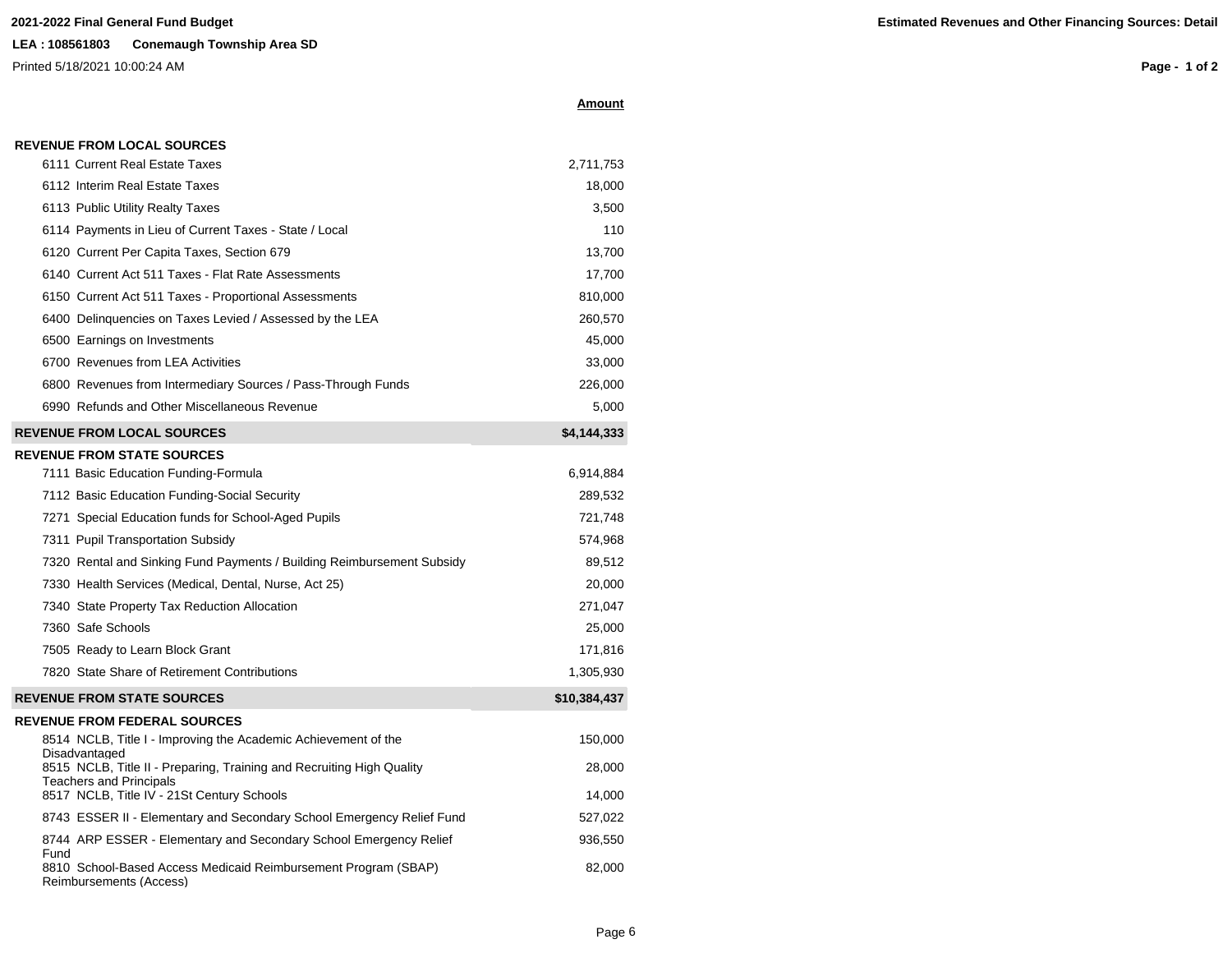**2021-2022 Final General Fund Budget**

**Estimated Revenues and Other Financing Sources: Detail**

**LEA : 108561803 Conemaugh Township Area SD**

Printed 5/18/2021 10:00:24 AM

| | **Amount** |
|---|---|
| **REVENUE FROM LOCAL SOURCES** | |
| 6111 Current Real Estate Taxes | 2,711,753 |
| 6112 Interim Real Estate Taxes | 18,000 |
| 6113 Public Utility Realty Taxes | 3,500 |
| 6114 Payments in Lieu of Current Taxes - State / Local | 110 |
| 6120 Current Per Capita Taxes, Section 679 | 13,700 |
| 6140 Current Act 511 Taxes - Flat Rate Assessments | 17,700 |
| 6150 Current Act 511 Taxes - Proportional Assessments | 810,000 |
| 6400 Delinquencies on Taxes Levied / Assessed by the LEA | 260,570 |
| 6500 Earnings on Investments | 45,000 |
| 6700 Revenues from LEA Activities | 33,000 |
| 6800 Revenues from Intermediary Sources / Pass-Through Funds | 226,000 |
| 6990 Refunds and Other Miscellaneous Revenue | 5,000 |
| **REVENUE FROM LOCAL SOURCES** | **$4,144,333** |
| **REVENUE FROM STATE SOURCES** | |
| 7111 Basic Education Funding-Formula | 6,914,884 |
| 7112 Basic Education Funding-Social Security | 289,532 |
| 7271 Special Education funds for School-Aged Pupils | 721,748 |
| 7311 Pupil Transportation Subsidy | 574,968 |
| 7320 Rental and Sinking Fund Payments / Building Reimbursement Subsidy | 89,512 |
| 7330 Health Services (Medical, Dental, Nurse, Act 25) | 20,000 |
| 7340 State Property Tax Reduction Allocation | 271,047 |
| 7360 Safe Schools | 25,000 |
| 7505 Ready to Learn Block Grant | 171,816 |
| 7820 State Share of Retirement Contributions | 1,305,930 |
| **REVENUE FROM STATE SOURCES** | **$10,384,437** |
| **REVENUE FROM FEDERAL SOURCES** | |
| 8514 NCLB, Title I - Improving the Academic Achievement of the Disadvantaged | 150,000 |
| 8515 NCLB, Title II - Preparing, Training and Recruiting High Quality Teachers and Principals | 28,000 |
| 8517 NCLB, Title IV - 21St Century Schools | 14,000 |
| 8743 ESSER II - Elementary and Secondary School Emergency Relief Fund | 527,022 |
| 8744 ARP ESSER - Elementary and Secondary School Emergency Relief Fund | 936,550 |
| 8810 School-Based Access Medicaid Reimbursement Program (SBAP) Reimbursements (Access) | 82,000 |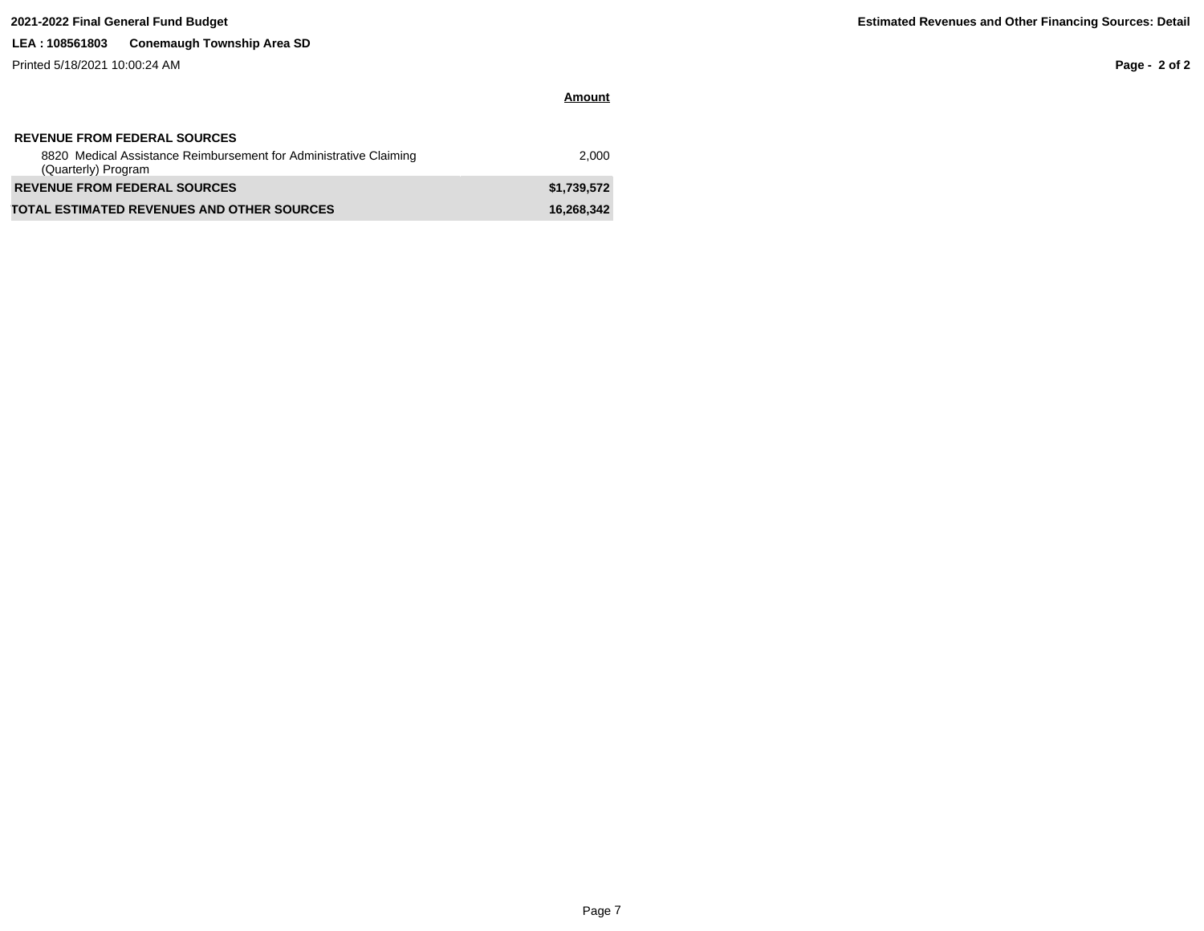**2021-2022 Final General Fund Budget**

**LEA : 108561803 Conemaugh Township Area SD**

Printed 5/18/2021 10:00:24 AM

**Estimated Revenues and Other Financing Sources: Detail**

| | **Amount** |
|---|---|
| **REVENUE FROM FEDERAL SOURCES** | |
| 8820 Medical Assistance Reimbursement for Administrative Claiming (Quarterly) Program | 2,000 |
| **REVENUE FROM FEDERAL SOURCES** | **$1,739,572** |
| **TOTAL ESTIMATED REVENUES AND OTHER SOURCES** | **16,268,342** |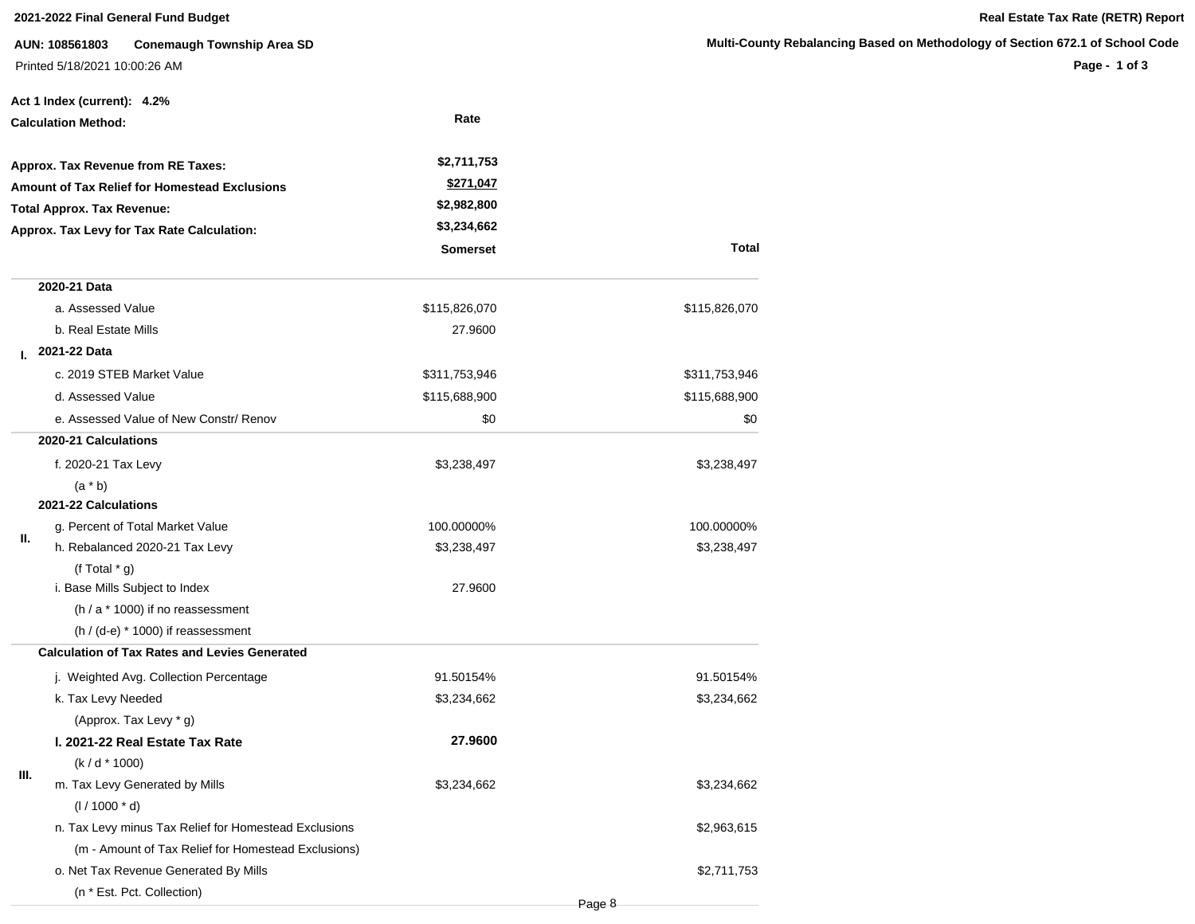**2021-2022 Final General Fund Budget**

**Real Estate Tax Rate (RETR) Report**

**AUN: 108561803 Conemaugh Township Area SD**

**Multi-County Rebalancing Based on Methodology of Section 672.1 of School Code**

Printed 5/18/2021 10:00:26 AM

**Act 1 Index (current): 4.2%**

**Calculation Method:** Rate

| | |
|---|---|
| **Approx. Tax Revenue from RE Taxes:** | $2,711,753 |
| **Amount of Tax Relief for Homestead Exclusions** | $271,047 |
| **Total Approx. Tax Revenue:** | $2,982,800 |
| **Approx. Tax Levy for Tax Rate Calculation:** | $3,234,662 |

| | | Somerset | Total |
|---|---|---|---|
| I. | **2020-21 Data** | | |
| | a. Assessed Value | $115,826,070 | $115,826,070 |
| | b. Real Estate Mills | 27.9600 | |
| | **2021-22 Data** | | |
| | c. 2019 STEB Market Value | $311,753,946 | $311,753,946 |
| | d. Assessed Value | $115,688,900 | $115,688,900 |
| | e. Assessed Value of New Constr/ Renov | $0 | $0 |
| II. | **2020-21 Calculations** | | |
| | f. 2020-21 Tax Levy (a * b) | $3,238,497 | $3,238,497 |
| | **2021-22 Calculations** | | |
| | g. Percent of Total Market Value | 100.00000% | 100.00000% |
| | h. Rebalanced 2020-21 Tax Levy (f Total * g) | $3,238,497 | $3,238,497 |
| | i. Base Mills Subject to Index (h / a * 1000) if no reassessment (h / (d-e) * 1000) if reassessment | 27.9600 | |
| III. | **Calculation of Tax Rates and Levies Generated** | | |
| | j. Weighted Avg. Collection Percentage | 91.50154% | 91.50154% |
| | k. Tax Levy Needed (Approx. Tax Levy * g) | $3,234,662 | $3,234,662 |
| | **l. 2021-22 Real Estate Tax Rate** (k / d * 1000) | **27.9600** | |
| | m. Tax Levy Generated by Mills (l / 1000 * d) | $3,234,662 | $3,234,662 |
| | n. Tax Levy minus Tax Relief for Homestead Exclusions (m - Amount of Tax Relief for Homestead Exclusions) | | $2,963,615 |
| | o. Net Tax Revenue Generated By Mills (n * Est. Pct. Collection) | | $2,711,753 |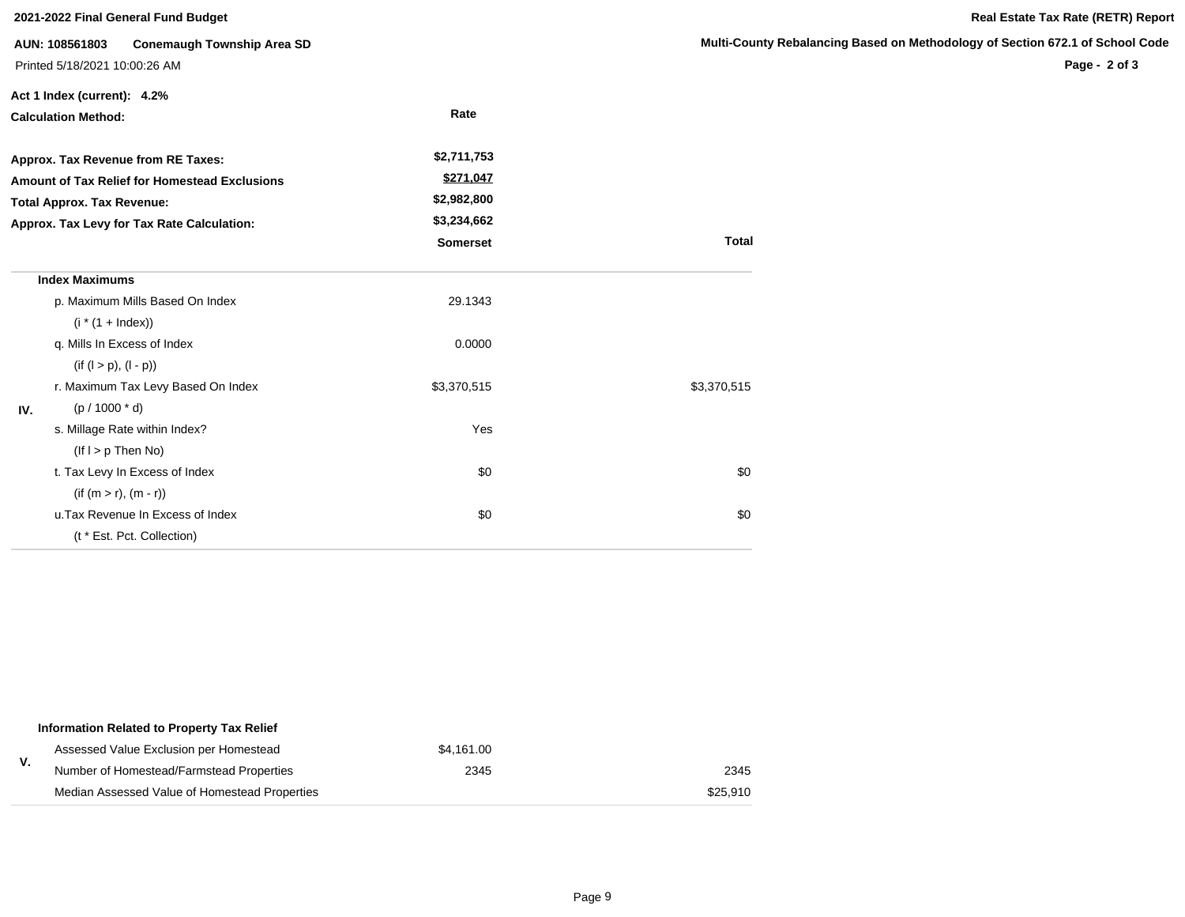**2021-2022 Final General Fund Budget**

**Real Estate Tax Rate (RETR) Report**

**AUN: 108561803 Conemaugh Township Area SD**

**Multi-County Rebalancing Based on Methodology of Section 672.1 of School Code**

Printed 5/18/2021 10:00:26 AM

**Act 1 Index (current): 4.2%**

| **Calculation Method:** | **Rate** |
|---|---|
| **Approx. Tax Revenue from RE Taxes:** | **$2,711,753** |
| **Amount of Tax Relief for Homestead Exclusions** | **$271,047** |
| **Total Approx. Tax Revenue:** | **$2,982,800** |
| **Approx. Tax Levy for Tax Rate Calculation:** | **$3,234,662** |

| | | **Somerset** | **Total** |
|---|---|---|---|
| | **Index Maximums** | | |
| | p. Maximum Mills Based On Index | 29.1343 | |
| | (i * (1 + Index)) | | |
| | q. Mills In Excess of Index | 0.0000 | |
| | (if (l > p), (l - p)) | | |
| | r. Maximum Tax Levy Based On Index | $3,370,515 | $3,370,515 |
| IV. | (p / 1000 * d) | | |
| | s. Millage Rate within Index? | Yes | |
| | (If l > p Then No) | | |
| | t. Tax Levy In Excess of Index | $0 | $0 |
| | (if (m > r), (m - r)) | | |
| | u.Tax Revenue In Excess of Index | $0 | $0 |
| | (t * Est. Pct. Collection) | | |

| | | | |
|---|---|---|---|
| | **Information Related to Property Tax Relief** | | |
| V. | Assessed Value Exclusion per Homestead | $4,161.00 | |
| | Number of Homestead/Farmstead Properties | 2345 | 2345 |
| | Median Assessed Value of Homestead Properties | | $25,910 |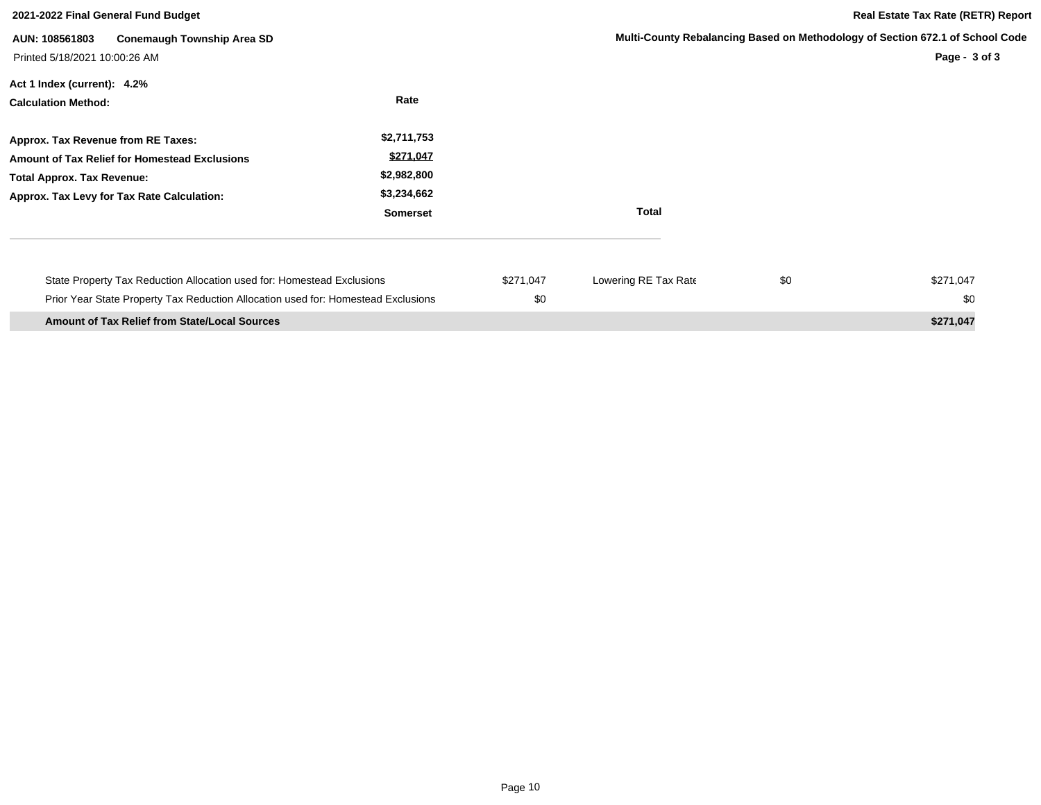**2021-2022 Final General Fund Budget**

**Real Estate Tax Rate (RETR) Report**

**AUN: 108561803 Conemaugh Township Area SD**

**Multi-County Rebalancing Based on Methodology of Section 672.1 of School Code**

Printed 5/18/2021 10:00:26 AM

**Act 1 Index (current): 4.2%**

| **Calculation Method:** | **Rate** | |
|---|---|---|
| **Approx. Tax Revenue from RE Taxes:** | **$2,711,753** | |
| **Amount of Tax Relief for Homestead Exclusions** | **$271,047** | |
| **Total Approx. Tax Revenue:** | **$2,982,800** | |
| **Approx. Tax Levy for Tax Rate Calculation:** | **$3,234,662** | |
| | **Somerset** | **Total** |

| | | | | |
|---|---|---|---|---|
| State Property Tax Reduction Allocation used for: Homestead Exclusions | $271,047 | Lowering RE Tax Rate | $0 | $271,047 |
| Prior Year State Property Tax Reduction Allocation used for: Homestead Exclusions | $0 | | | $0 |
| **Amount of Tax Relief from State/Local Sources** | | | | **$271,047** |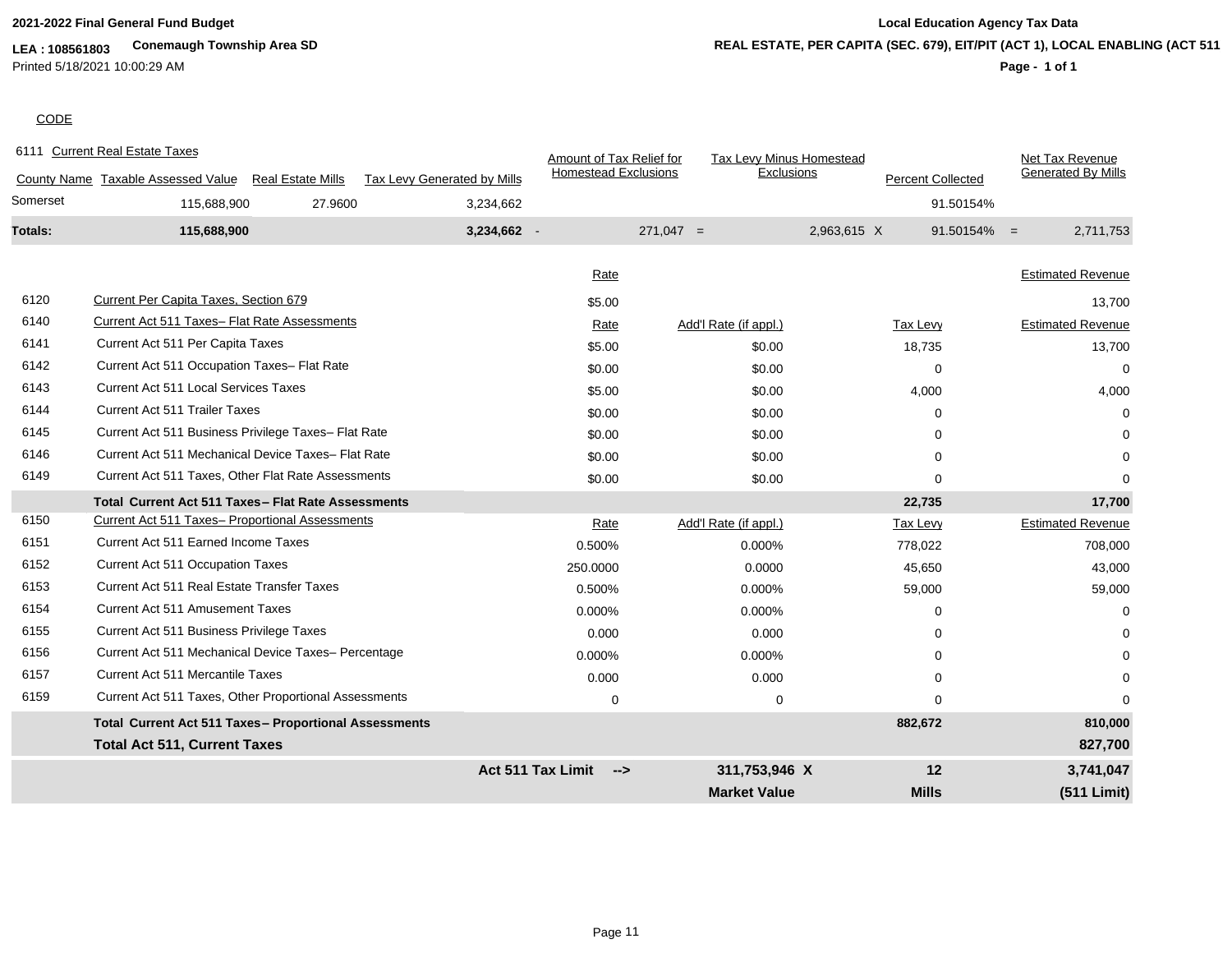**2021-2022 Final General Fund Budget**

**LEA : 108561803** **Conemaugh Township Area SD**

Printed 5/18/2021 10:00:29 AM

**Local Education Agency Tax Data**

**REAL ESTATE, PER CAPITA (SEC. 679), EIT/PIT (ACT 1), LOCAL ENABLING (ACT 511**

CODE

6111 Current Real Estate Taxes

| County Name | Taxable Assessed Value | Real Estate Mills | Tax Levy Generated by Mills | | Amount of Tax Relief for Homestead Exclusions | | Tax Levy Minus Homestead Exclusions | | Percent Collected | | Net Tax Revenue Generated By Mills |
|---|---|---|---|---|---|---|---|---|---|---|---|
| Somerset | 115,688,900 | 27.9600 | 3,234,662 | | | | | | 91.50154% | | |
| **Totals:** | **115,688,900** | | **3,234,662** | - | 271,047 | = | 2,963,615 | X | 91.50154% | = | 2,711,753 |

| Code | Description | Rate | Add'l Rate (if appl.) | Tax Levy | Estimated Revenue |
|---|---|---|---|---|---|
| 6120 | Current Per Capita Taxes, Section 679 | $5.00 | | | 13,700 |
| 6140 | Current Act 511 Taxes– Flat Rate Assessments | Rate | Add'l Rate (if appl.) | Tax Levy | Estimated Revenue |
| 6141 | Current Act 511 Per Capita Taxes | $5.00 | $0.00 | 18,735 | 13,700 |
| 6142 | Current Act 511 Occupation Taxes– Flat Rate | $0.00 | $0.00 | 0 | 0 |
| 6143 | Current Act 511 Local Services Taxes | $5.00 | $0.00 | 4,000 | 4,000 |
| 6144 | Current Act 511 Trailer Taxes | $0.00 | $0.00 | 0 | 0 |
| 6145 | Current Act 511 Business Privilege Taxes– Flat Rate | $0.00 | $0.00 | 0 | 0 |
| 6146 | Current Act 511 Mechanical Device Taxes– Flat Rate | $0.00 | $0.00 | 0 | 0 |
| 6149 | Current Act 511 Taxes, Other Flat Rate Assessments | $0.00 | $0.00 | 0 | 0 |
| | **Total Current Act 511 Taxes – Flat Rate Assessments** | | | **22,735** | **17,700** |
| 6150 | Current Act 511 Taxes– Proportional Assessments | Rate | Add'l Rate (if appl.) | Tax Levy | Estimated Revenue |
| 6151 | Current Act 511 Earned Income Taxes | 0.500% | 0.000% | 778,022 | 708,000 |
| 6152 | Current Act 511 Occupation Taxes | 250.0000 | 0.0000 | 45,650 | 43,000 |
| 6153 | Current Act 511 Real Estate Transfer Taxes | 0.500% | 0.000% | 59,000 | 59,000 |
| 6154 | Current Act 511 Amusement Taxes | 0.000% | 0.000% | 0 | 0 |
| 6155 | Current Act 511 Business Privilege Taxes | 0.000 | 0.000 | 0 | 0 |
| 6156 | Current Act 511 Mechanical Device Taxes– Percentage | 0.000% | 0.000% | 0 | 0 |
| 6157 | Current Act 511 Mercantile Taxes | 0.000 | 0.000 | 0 | 0 |
| 6159 | Current Act 511 Taxes, Other Proportional Assessments | 0 | 0 | 0 | 0 |
| | **Total Current Act 511 Taxes – Proportional Assessments** | | | **882,672** | **810,000** |
| | **Total Act 511, Current Taxes** | | | | **827,700** |
| | | **Act 511 Tax Limit -->** | **311,753,946 X** | **12** | **3,741,047** |
| | | | **Market Value** | **Mills** | **(511 Limit)** |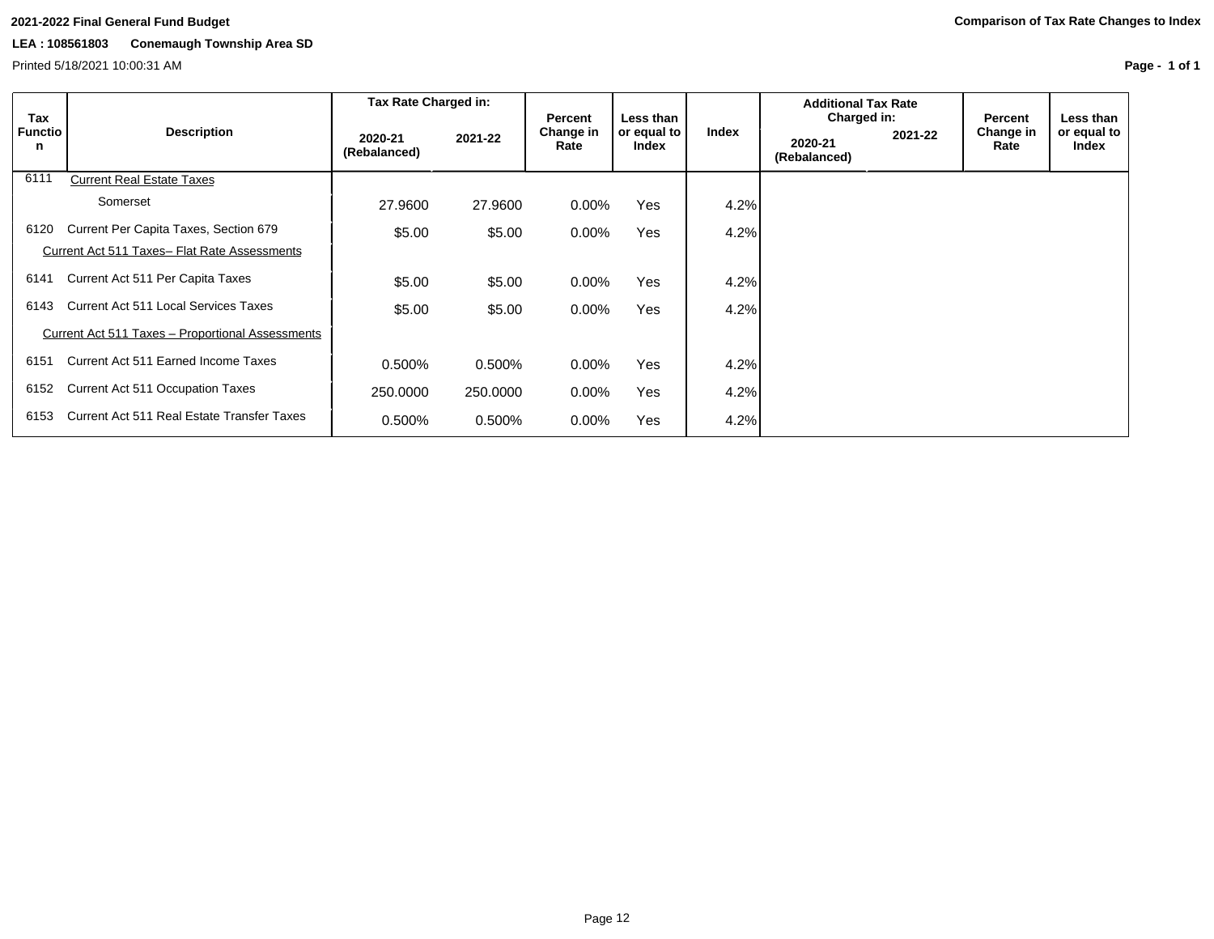**2021-2022 Final General Fund Budget**

**Comparison of Tax Rate Changes to Index**

**LEA : 108561803 Conemaugh Township Area SD**

Printed 5/18/2021 10:00:31 AM

| Tax Function | Description | Tax Rate Charged in: 2020-21 (Rebalanced) | 2021-22 | Percent Change in Rate | Less than or equal to Index | Index | Additional Tax Rate Charged in: 2020-21 (Rebalanced) | 2021-22 | Percent Change in Rate | Less than or equal to Index |
|---|---|---|---|---|---|---|---|---|---|---|
| 6111 | Current Real Estate Taxes | | | | | | | | | |
| | Somerset | 27.9600 | 27.9600 | 0.00% | Yes | 4.2% | | | | |
| 6120 | Current Per Capita Taxes, Section 679 | $5.00 | $5.00 | 0.00% | Yes | 4.2% | | | | |
| | Current Act 511 Taxes– Flat Rate Assessments | | | | | | | | | |
| 6141 | Current Act 511 Per Capita Taxes | $5.00 | $5.00 | 0.00% | Yes | 4.2% | | | | |
| 6143 | Current Act 511 Local Services Taxes | $5.00 | $5.00 | 0.00% | Yes | 4.2% | | | | |
| | Current Act 511 Taxes – Proportional Assessments | | | | | | | | | |
| 6151 | Current Act 511 Earned Income Taxes | 0.500% | 0.500% | 0.00% | Yes | 4.2% | | | | |
| 6152 | Current Act 511 Occupation Taxes | 250.0000 | 250.0000 | 0.00% | Yes | 4.2% | | | | |
| 6153 | Current Act 511 Real Estate Transfer Taxes | 0.500% | 0.500% | 0.00% | Yes | 4.2% | | | | |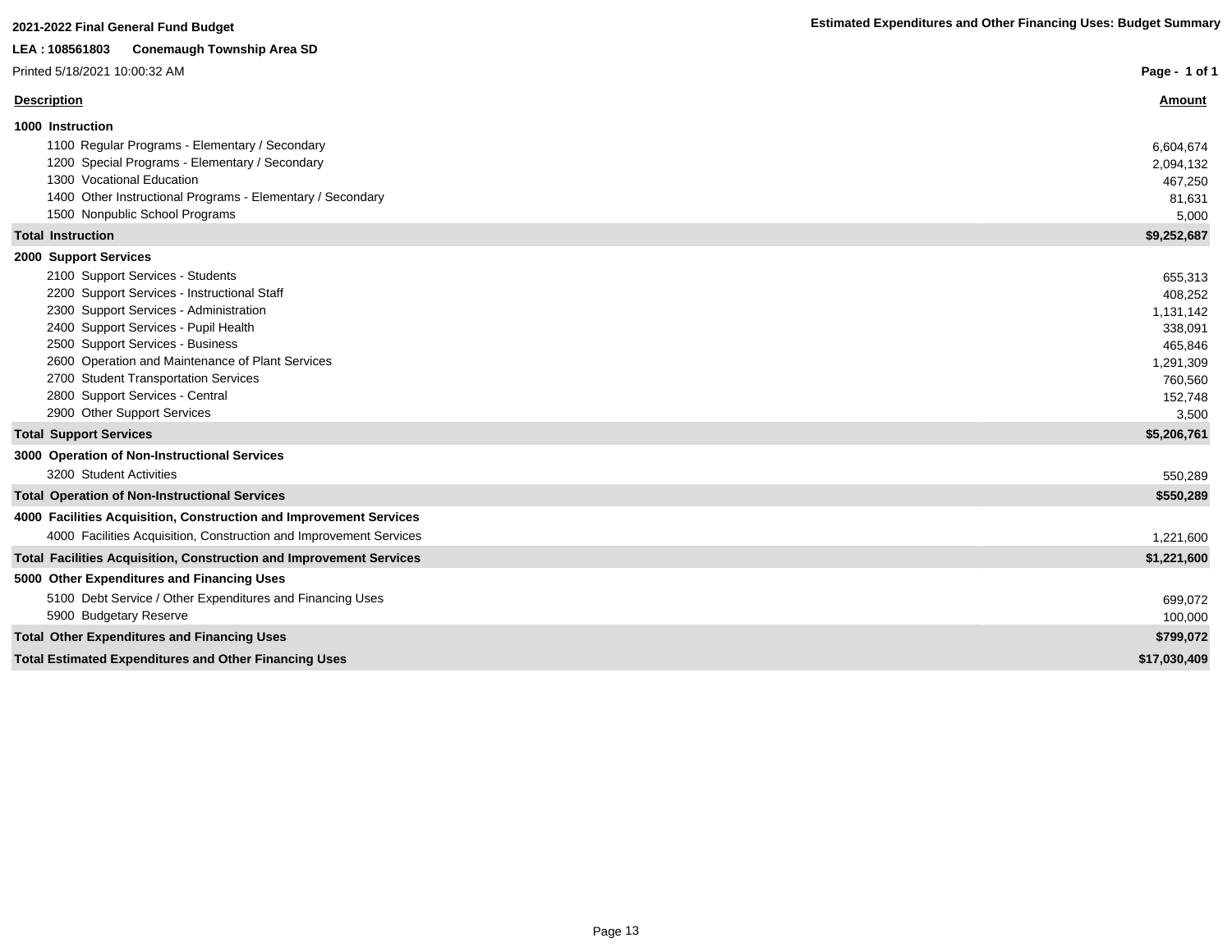**2021-2022 Final General Fund Budget**

**Estimated Expenditures and Other Financing Uses: Budget Summary**

**LEA : 108561803 Conemaugh Township Area SD**

Printed 5/18/2021 10:00:32 AM

| Description | Amount |
|---|---|
| **1000 Instruction** | |
| 1100 Regular Programs - Elementary / Secondary | 6,604,674 |
| 1200 Special Programs - Elementary / Secondary | 2,094,132 |
| 1300 Vocational Education | 467,250 |
| 1400 Other Instructional Programs - Elementary / Secondary | 81,631 |
| 1500 Nonpublic School Programs | 5,000 |
| **Total Instruction** | **$9,252,687** |
| **2000 Support Services** | |
| 2100 Support Services - Students | 655,313 |
| 2200 Support Services - Instructional Staff | 408,252 |
| 2300 Support Services - Administration | 1,131,142 |
| 2400 Support Services - Pupil Health | 338,091 |
| 2500 Support Services - Business | 465,846 |
| 2600 Operation and Maintenance of Plant Services | 1,291,309 |
| 2700 Student Transportation Services | 760,560 |
| 2800 Support Services - Central | 152,748 |
| 2900 Other Support Services | 3,500 |
| **Total Support Services** | **$5,206,761** |
| **3000 Operation of Non-Instructional Services** | |
| 3200 Student Activities | 550,289 |
| **Total Operation of Non-Instructional Services** | **$550,289** |
| **4000 Facilities Acquisition, Construction and Improvement Services** | |
| 4000 Facilities Acquisition, Construction and Improvement Services | 1,221,600 |
| **Total Facilities Acquisition, Construction and Improvement Services** | **$1,221,600** |
| **5000 Other Expenditures and Financing Uses** | |
| 5100 Debt Service / Other Expenditures and Financing Uses | 699,072 |
| 5900 Budgetary Reserve | 100,000 |
| **Total Other Expenditures and Financing Uses** | **$799,072** |
| **Total Estimated Expenditures and Other Financing Uses** | **$17,030,409** |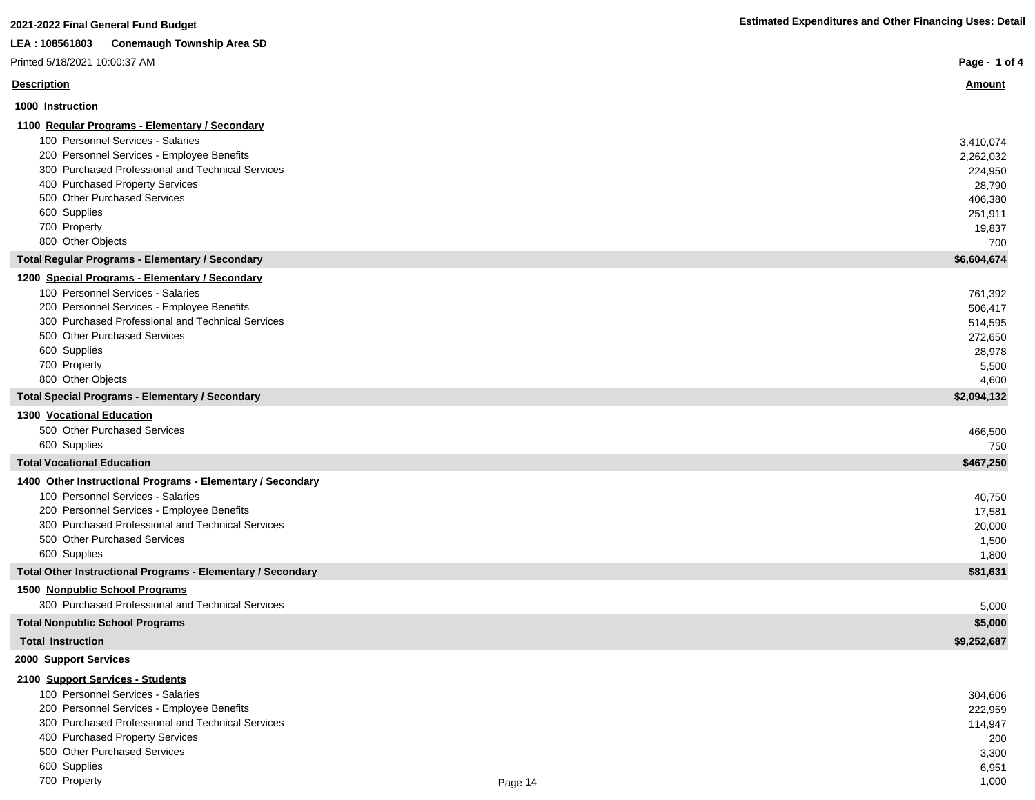**2021-2022 Final General Fund Budget**

**Estimated Expenditures and Other Financing Uses: Detail**

**LEA : 108561803 Conemaugh Township Area SD**

Printed 5/18/2021 10:00:37 AM

| Description | Amount |
|---|---|
| **1000 Instruction** | |
| **1100 Regular Programs - Elementary / Secondary** | |
| 100 Personnel Services - Salaries | 3,410,074 |
| 200 Personnel Services - Employee Benefits | 2,262,032 |
| 300 Purchased Professional and Technical Services | 224,950 |
| 400 Purchased Property Services | 28,790 |
| 500 Other Purchased Services | 406,380 |
| 600 Supplies | 251,911 |
| 700 Property | 19,837 |
| 800 Other Objects | 700 |
| **Total Regular Programs - Elementary / Secondary** | **$6,604,674** |
| **1200 Special Programs - Elementary / Secondary** | |
| 100 Personnel Services - Salaries | 761,392 |
| 200 Personnel Services - Employee Benefits | 506,417 |
| 300 Purchased Professional and Technical Services | 514,595 |
| 500 Other Purchased Services | 272,650 |
| 600 Supplies | 28,978 |
| 700 Property | 5,500 |
| 800 Other Objects | 4,600 |
| **Total Special Programs - Elementary / Secondary** | **$2,094,132** |
| **1300 Vocational Education** | |
| 500 Other Purchased Services | 466,500 |
| 600 Supplies | 750 |
| **Total Vocational Education** | **$467,250** |
| **1400 Other Instructional Programs - Elementary / Secondary** | |
| 100 Personnel Services - Salaries | 40,750 |
| 200 Personnel Services - Employee Benefits | 17,581 |
| 300 Purchased Professional and Technical Services | 20,000 |
| 500 Other Purchased Services | 1,500 |
| 600 Supplies | 1,800 |
| **Total Other Instructional Programs - Elementary / Secondary** | **$81,631** |
| **1500 Nonpublic School Programs** | |
| 300 Purchased Professional and Technical Services | 5,000 |
| **Total Nonpublic School Programs** | **$5,000** |
| **Total Instruction** | **$9,252,687** |
| **2000 Support Services** | |
| **2100 Support Services - Students** | |
| 100 Personnel Services - Salaries | 304,606 |
| 200 Personnel Services - Employee Benefits | 222,959 |
| 300 Purchased Professional and Technical Services | 114,947 |
| 400 Purchased Property Services | 200 |
| 500 Other Purchased Services | 3,300 |
| 600 Supplies | 6,951 |
| 700 Property | 1,000 |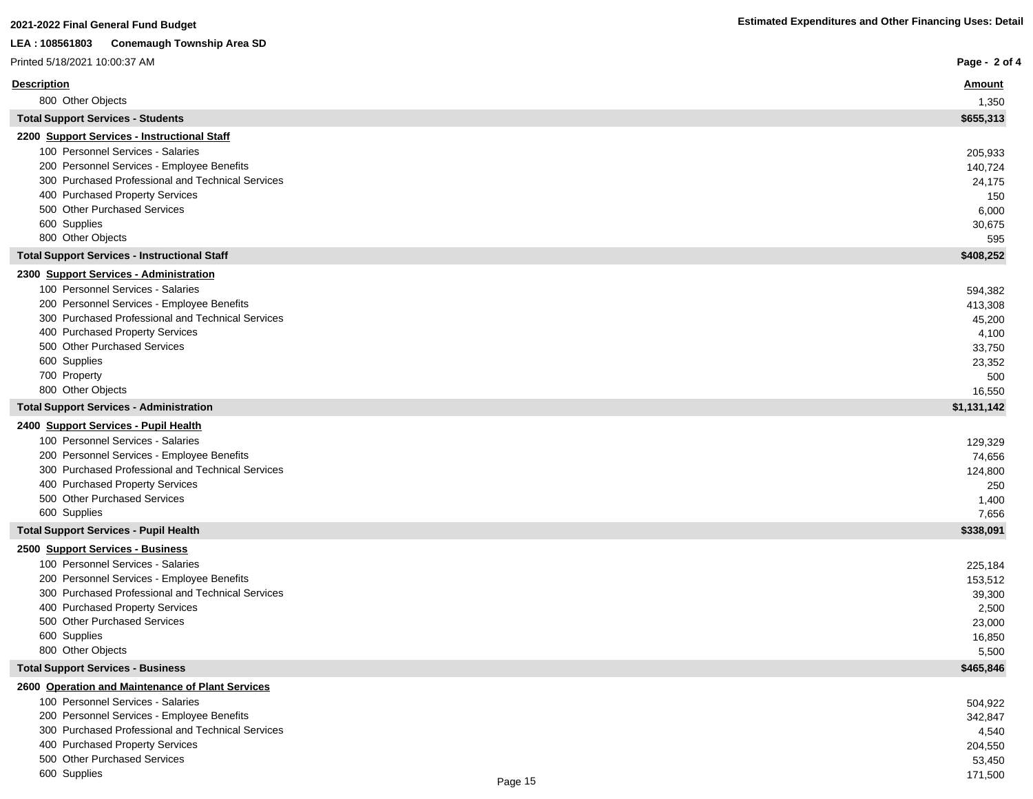**2021-2022 Final General Fund Budget**

**Estimated Expenditures and Other Financing Uses: Detail**

**LEA : 108561803 Conemaugh Township Area SD**

Printed 5/18/2021 10:00:37 AM

| Description | Amount |
| --- | --- |
| 800 Other Objects | 1,350 |
| **Total Support Services - Students** | **$655,313** |
| **2200 Support Services - Instructional Staff** | |
| 100 Personnel Services - Salaries | 205,933 |
| 200 Personnel Services - Employee Benefits | 140,724 |
| 300 Purchased Professional and Technical Services | 24,175 |
| 400 Purchased Property Services | 150 |
| 500 Other Purchased Services | 6,000 |
| 600 Supplies | 30,675 |
| 800 Other Objects | 595 |
| **Total Support Services - Instructional Staff** | **$408,252** |
| **2300 Support Services - Administration** | |
| 100 Personnel Services - Salaries | 594,382 |
| 200 Personnel Services - Employee Benefits | 413,308 |
| 300 Purchased Professional and Technical Services | 45,200 |
| 400 Purchased Property Services | 4,100 |
| 500 Other Purchased Services | 33,750 |
| 600 Supplies | 23,352 |
| 700 Property | 500 |
| 800 Other Objects | 16,550 |
| **Total Support Services - Administration** | **$1,131,142** |
| **2400 Support Services - Pupil Health** | |
| 100 Personnel Services - Salaries | 129,329 |
| 200 Personnel Services - Employee Benefits | 74,656 |
| 300 Purchased Professional and Technical Services | 124,800 |
| 400 Purchased Property Services | 250 |
| 500 Other Purchased Services | 1,400 |
| 600 Supplies | 7,656 |
| **Total Support Services - Pupil Health** | **$338,091** |
| **2500 Support Services - Business** | |
| 100 Personnel Services - Salaries | 225,184 |
| 200 Personnel Services - Employee Benefits | 153,512 |
| 300 Purchased Professional and Technical Services | 39,300 |
| 400 Purchased Property Services | 2,500 |
| 500 Other Purchased Services | 23,000 |
| 600 Supplies | 16,850 |
| 800 Other Objects | 5,500 |
| **Total Support Services - Business** | **$465,846** |
| **2600 Operation and Maintenance of Plant Services** | |
| 100 Personnel Services - Salaries | 504,922 |
| 200 Personnel Services - Employee Benefits | 342,847 |
| 300 Purchased Professional and Technical Services | 4,540 |
| 400 Purchased Property Services | 204,550 |
| 500 Other Purchased Services | 53,450 |
| 600 Supplies | 171,500 |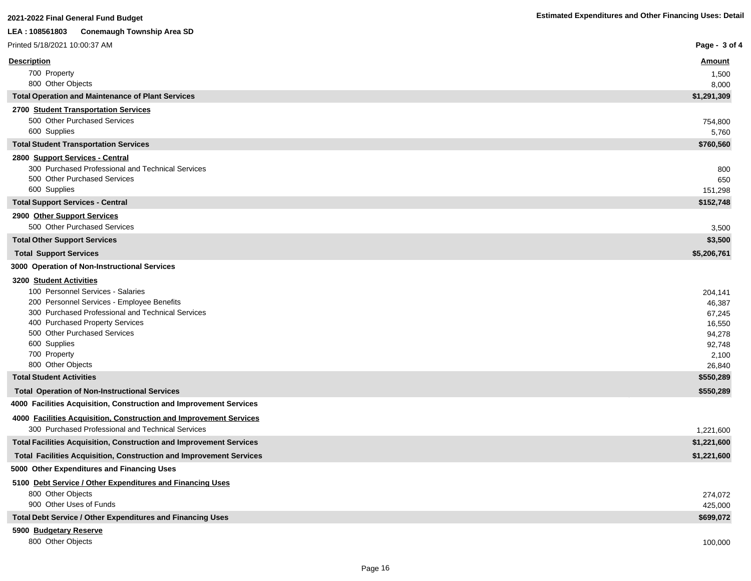**2021-2022 Final General Fund Budget**

**Estimated Expenditures and Other Financing Uses: Detail**

**LEA : 108561803 Conemaugh Township Area SD**

Printed 5/18/2021 10:00:37 AM

| Description | Amount |
|---|---|
| 700 Property | 1,500 |
| 800 Other Objects | 8,000 |
| **Total Operation and Maintenance of Plant Services** | **$1,291,309** |
| **2700 Student Transportation Services** | |
| 500 Other Purchased Services | 754,800 |
| 600 Supplies | 5,760 |
| **Total Student Transportation Services** | **$760,560** |
| **2800 Support Services - Central** | |
| 300 Purchased Professional and Technical Services | 800 |
| 500 Other Purchased Services | 650 |
| 600 Supplies | 151,298 |
| **Total Support Services - Central** | **$152,748** |
| **2900 Other Support Services** | |
| 500 Other Purchased Services | 3,500 |
| **Total Other Support Services** | **$3,500** |
| **Total Support Services** | **$5,206,761** |
| **3000 Operation of Non-Instructional Services** | |
| **3200 Student Activities** | |
| 100 Personnel Services - Salaries | 204,141 |
| 200 Personnel Services - Employee Benefits | 46,387 |
| 300 Purchased Professional and Technical Services | 67,245 |
| 400 Purchased Property Services | 16,550 |
| 500 Other Purchased Services | 94,278 |
| 600 Supplies | 92,748 |
| 700 Property | 2,100 |
| 800 Other Objects | 26,840 |
| **Total Student Activities** | **$550,289** |
| **Total Operation of Non-Instructional Services** | **$550,289** |
| **4000 Facilities Acquisition, Construction and Improvement Services** | |
| **4000 Facilities Acquisition, Construction and Improvement Services** | |
| 300 Purchased Professional and Technical Services | 1,221,600 |
| **Total Facilities Acquisition, Construction and Improvement Services** | **$1,221,600** |
| **Total Facilities Acquisition, Construction and Improvement Services** | **$1,221,600** |
| **5000 Other Expenditures and Financing Uses** | |
| **5100 Debt Service / Other Expenditures and Financing Uses** | |
| 800 Other Objects | 274,072 |
| 900 Other Uses of Funds | 425,000 |
| **Total Debt Service / Other Expenditures and Financing Uses** | **$699,072** |
| **5900 Budgetary Reserve** | |
| 800 Other Objects | 100,000 |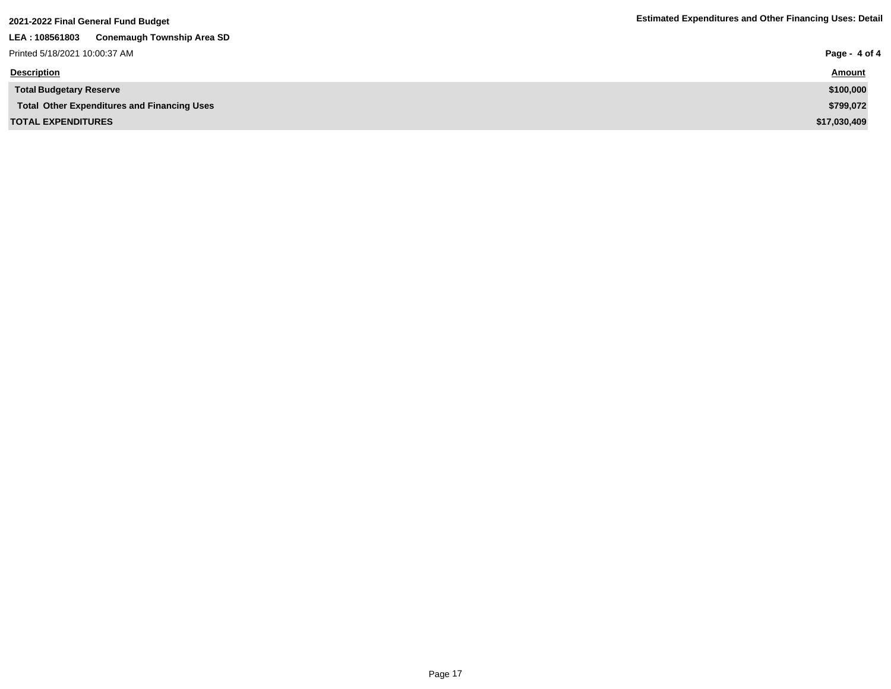**2021-2022 Final General Fund Budget**

**Estimated Expenditures and Other Financing Uses: Detail**

**LEA : 108561803 Conemaugh Township Area SD**

Printed 5/18/2021 10:00:37 AM

| Description | Amount |
|---|---|
| **Total Budgetary Reserve** | **$100,000** |
| **Total Other Expenditures and Financing Uses** | **$799,072** |
| **TOTAL EXPENDITURES** | **$17,030,409** |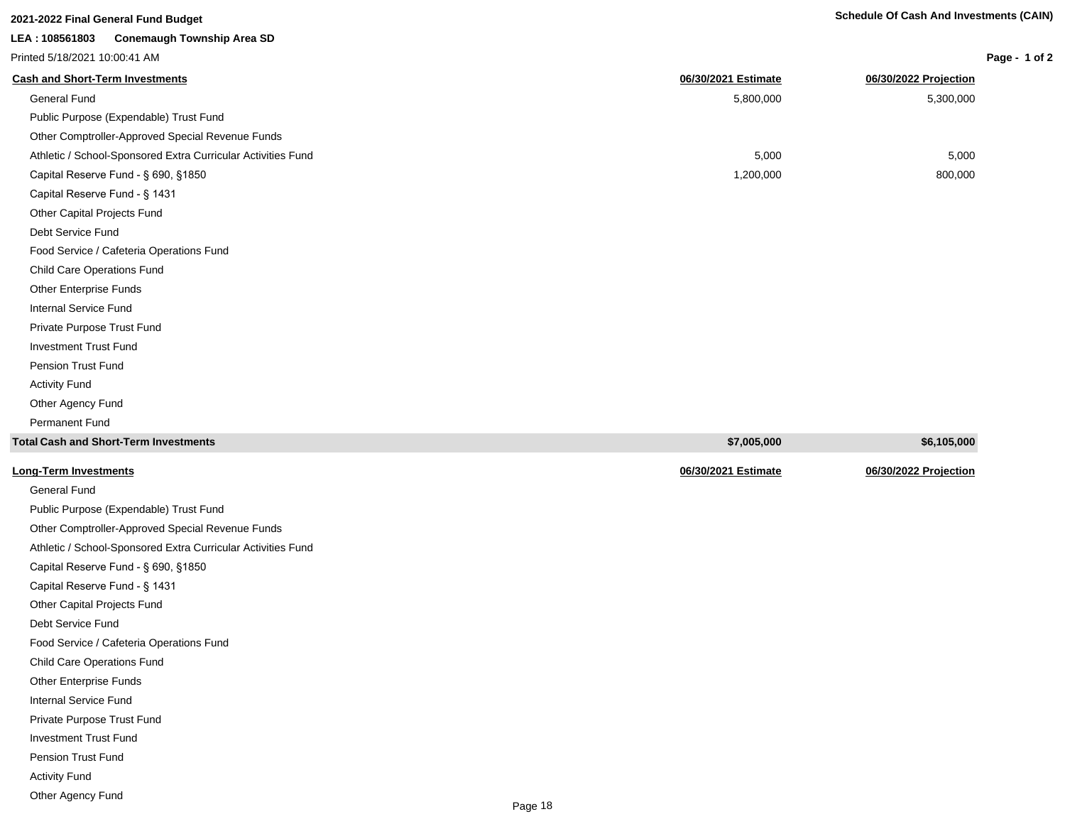**2021-2022 Final General Fund Budget**

**Schedule Of Cash And Investments (CAIN)**

**LEA : 108561803 Conemaugh Township Area SD**

Printed 5/18/2021 10:00:41 AM

| **Cash and Short-Term Investments** | **06/30/2021 Estimate** | **06/30/2022 Projection** |
|---|---|---|
| General Fund | 5,800,000 | 5,300,000 |
| Public Purpose (Expendable) Trust Fund | | |
| Other Comptroller-Approved Special Revenue Funds | | |
| Athletic / School-Sponsored Extra Curricular Activities Fund | 5,000 | 5,000 |
| Capital Reserve Fund - § 690, §1850 | 1,200,000 | 800,000 |
| Capital Reserve Fund - § 1431 | | |
| Other Capital Projects Fund | | |
| Debt Service Fund | | |
| Food Service / Cafeteria Operations Fund | | |
| Child Care Operations Fund | | |
| Other Enterprise Funds | | |
| Internal Service Fund | | |
| Private Purpose Trust Fund | | |
| Investment Trust Fund | | |
| Pension Trust Fund | | |
| Activity Fund | | |
| Other Agency Fund | | |
| Permanent Fund | | |
| **Total Cash and Short-Term Investments** | **$7,005,000** | **$6,105,000** |

| **Long-Term Investments** | **06/30/2021 Estimate** | **06/30/2022 Projection** |
|---|---|---|
| General Fund | | |
| Public Purpose (Expendable) Trust Fund | | |
| Other Comptroller-Approved Special Revenue Funds | | |
| Athletic / School-Sponsored Extra Curricular Activities Fund | | |
| Capital Reserve Fund - § 690, §1850 | | |
| Capital Reserve Fund - § 1431 | | |
| Other Capital Projects Fund | | |
| Debt Service Fund | | |
| Food Service / Cafeteria Operations Fund | | |
| Child Care Operations Fund | | |
| Other Enterprise Funds | | |
| Internal Service Fund | | |
| Private Purpose Trust Fund | | |
| Investment Trust Fund | | |
| Pension Trust Fund | | |
| Activity Fund | | |
| Other Agency Fund | | |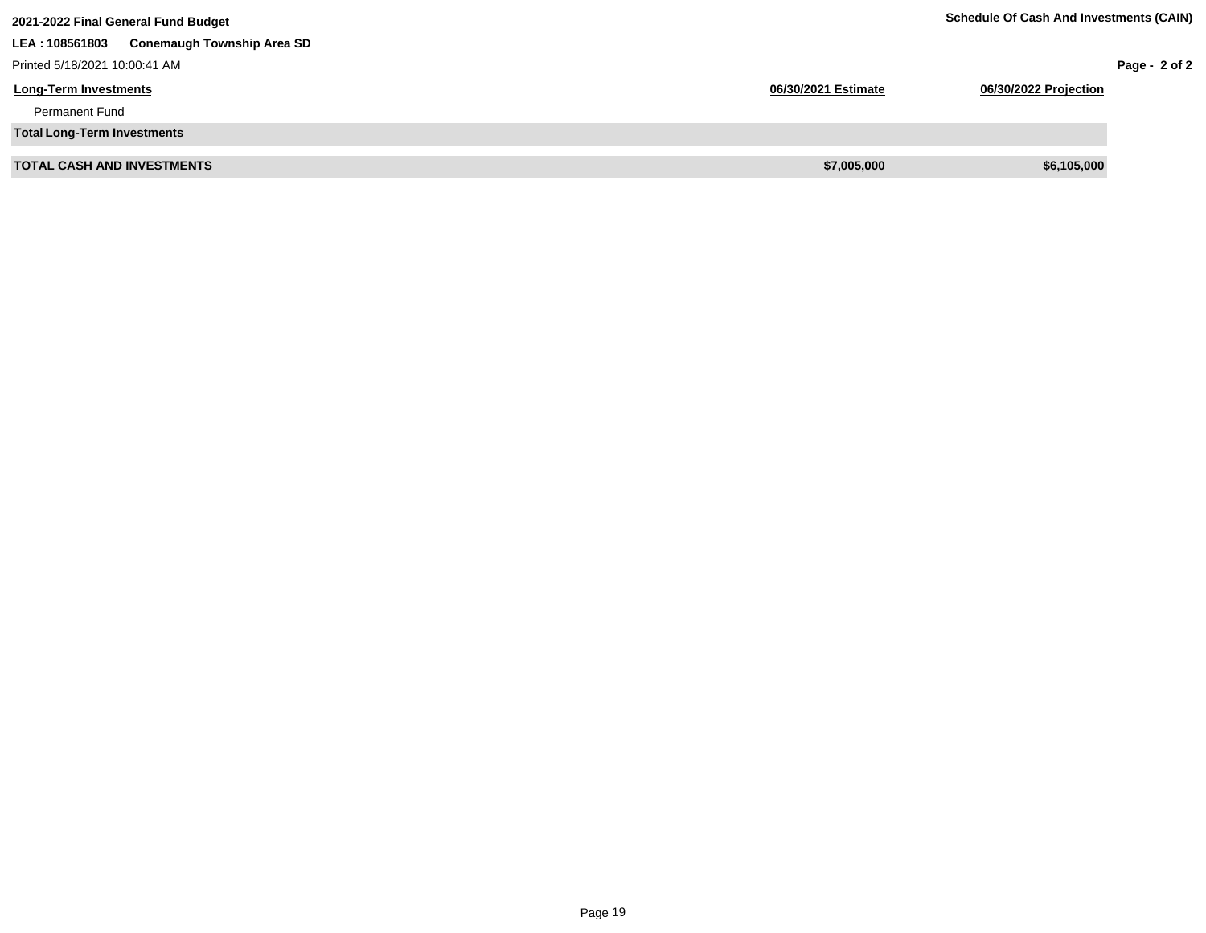**2021-2022 Final General Fund Budget**

**Schedule Of Cash And Investments (CAIN)**

**LEA : 108561803 Conemaugh Township Area SD**

Printed 5/18/2021 10:00:41 AM

| Long-Term Investments | 06/30/2021 Estimate | 06/30/2022 Projection |
|---|---|---|
| Permanent Fund | | |
| **Total Long-Term Investments** | | |
| **TOTAL CASH AND INVESTMENTS** | **$7,005,000** | **$6,105,000** |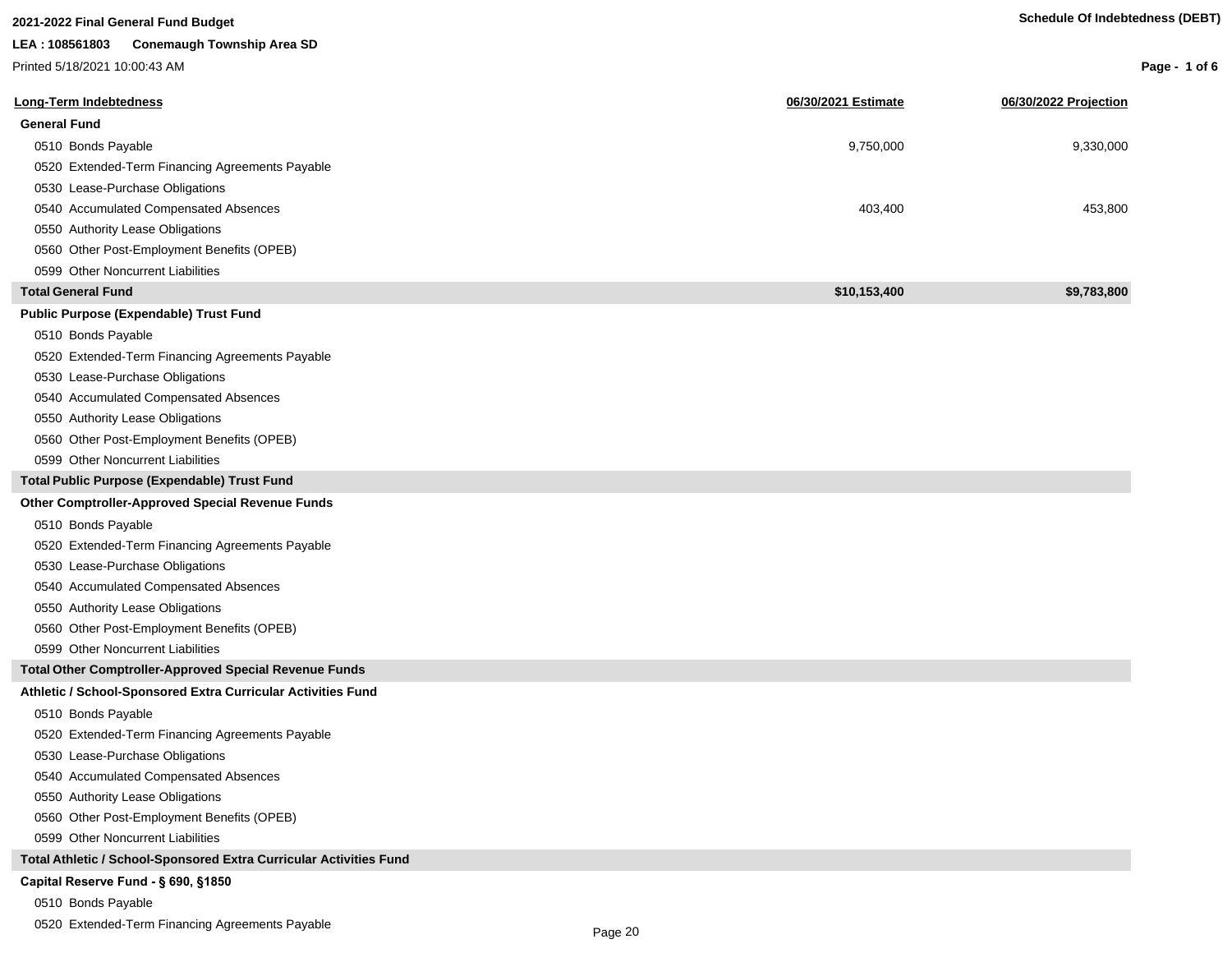**2021-2022 Final General Fund Budget**

**LEA : 108561803 Conemaugh Township Area SD**

Printed 5/18/2021 10:00:43 AM

**Schedule Of Indebtedness (DEBT)**

| Long-Term Indebtedness | 06/30/2021 Estimate | 06/30/2022 Projection |
|---|---|---|
| **General Fund** | | |
| 0510 Bonds Payable | 9,750,000 | 9,330,000 |
| 0520 Extended-Term Financing Agreements Payable | | |
| 0530 Lease-Purchase Obligations | | |
| 0540 Accumulated Compensated Absences | 403,400 | 453,800 |
| 0550 Authority Lease Obligations | | |
| 0560 Other Post-Employment Benefits (OPEB) | | |
| 0599 Other Noncurrent Liabilities | | |
| **Total General Fund** | **$10,153,400** | **$9,783,800** |
| **Public Purpose (Expendable) Trust Fund** | | |
| 0510 Bonds Payable | | |
| 0520 Extended-Term Financing Agreements Payable | | |
| 0530 Lease-Purchase Obligations | | |
| 0540 Accumulated Compensated Absences | | |
| 0550 Authority Lease Obligations | | |
| 0560 Other Post-Employment Benefits (OPEB) | | |
| 0599 Other Noncurrent Liabilities | | |
| **Total Public Purpose (Expendable) Trust Fund** | | |
| **Other Comptroller-Approved Special Revenue Funds** | | |
| 0510 Bonds Payable | | |
| 0520 Extended-Term Financing Agreements Payable | | |
| 0530 Lease-Purchase Obligations | | |
| 0540 Accumulated Compensated Absences | | |
| 0550 Authority Lease Obligations | | |
| 0560 Other Post-Employment Benefits (OPEB) | | |
| 0599 Other Noncurrent Liabilities | | |
| **Total Other Comptroller-Approved Special Revenue Funds** | | |
| **Athletic / School-Sponsored Extra Curricular Activities Fund** | | |
| 0510 Bonds Payable | | |
| 0520 Extended-Term Financing Agreements Payable | | |
| 0530 Lease-Purchase Obligations | | |
| 0540 Accumulated Compensated Absences | | |
| 0550 Authority Lease Obligations | | |
| 0560 Other Post-Employment Benefits (OPEB) | | |
| 0599 Other Noncurrent Liabilities | | |
| **Total Athletic / School-Sponsored Extra Curricular Activities Fund** | | |
| **Capital Reserve Fund - § 690, §1850** | | |
| 0510 Bonds Payable | | |
| 0520 Extended-Term Financing Agreements Payable | | |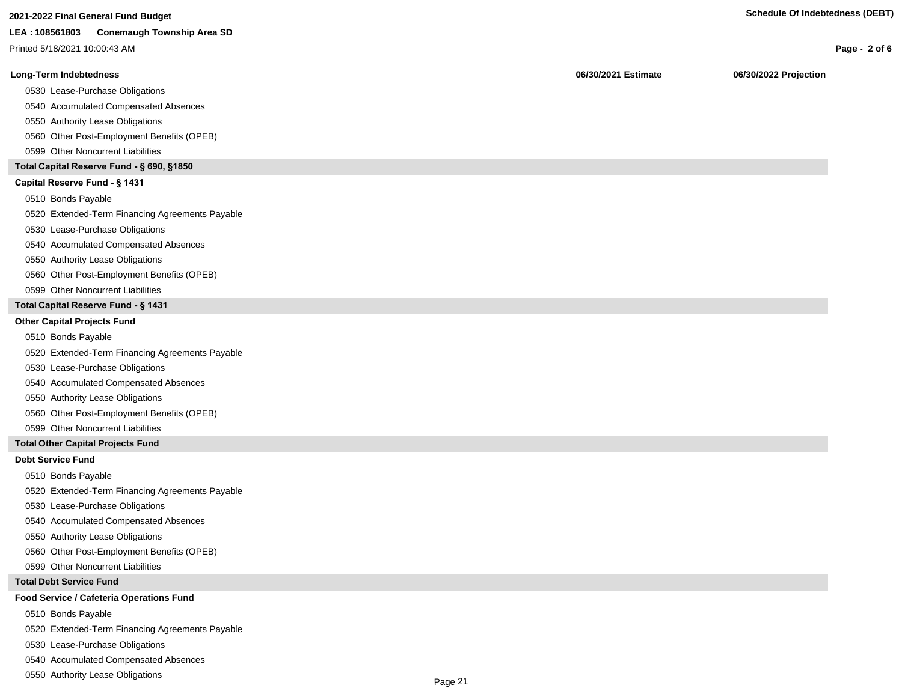**2021-2022 Final General Fund Budget**

**LEA : 108561803 Conemaugh Township Area SD**

Printed 5/18/2021 10:00:43 AM

**Schedule Of Indebtedness (DEBT)**

| Long-Term Indebtedness | 06/30/2021 Estimate | 06/30/2022 Projection |
|---|---|---|
| 0530 Lease-Purchase Obligations | | |
| 0540 Accumulated Compensated Absences | | |
| 0550 Authority Lease Obligations | | |
| 0560 Other Post-Employment Benefits (OPEB) | | |
| 0599 Other Noncurrent Liabilities | | |
| **Total Capital Reserve Fund - § 690, §1850** | | |
| **Capital Reserve Fund - § 1431** | | |
| 0510 Bonds Payable | | |
| 0520 Extended-Term Financing Agreements Payable | | |
| 0530 Lease-Purchase Obligations | | |
| 0540 Accumulated Compensated Absences | | |
| 0550 Authority Lease Obligations | | |
| 0560 Other Post-Employment Benefits (OPEB) | | |
| 0599 Other Noncurrent Liabilities | | |
| **Total Capital Reserve Fund - § 1431** | | |
| **Other Capital Projects Fund** | | |
| 0510 Bonds Payable | | |
| 0520 Extended-Term Financing Agreements Payable | | |
| 0530 Lease-Purchase Obligations | | |
| 0540 Accumulated Compensated Absences | | |
| 0550 Authority Lease Obligations | | |
| 0560 Other Post-Employment Benefits (OPEB) | | |
| 0599 Other Noncurrent Liabilities | | |
| **Total Other Capital Projects Fund** | | |
| **Debt Service Fund** | | |
| 0510 Bonds Payable | | |
| 0520 Extended-Term Financing Agreements Payable | | |
| 0530 Lease-Purchase Obligations | | |
| 0540 Accumulated Compensated Absences | | |
| 0550 Authority Lease Obligations | | |
| 0560 Other Post-Employment Benefits (OPEB) | | |
| 0599 Other Noncurrent Liabilities | | |
| **Total Debt Service Fund** | | |
| **Food Service / Cafeteria Operations Fund** | | |
| 0510 Bonds Payable | | |
| 0520 Extended-Term Financing Agreements Payable | | |
| 0530 Lease-Purchase Obligations | | |
| 0540 Accumulated Compensated Absences | | |
| 0550 Authority Lease Obligations | | |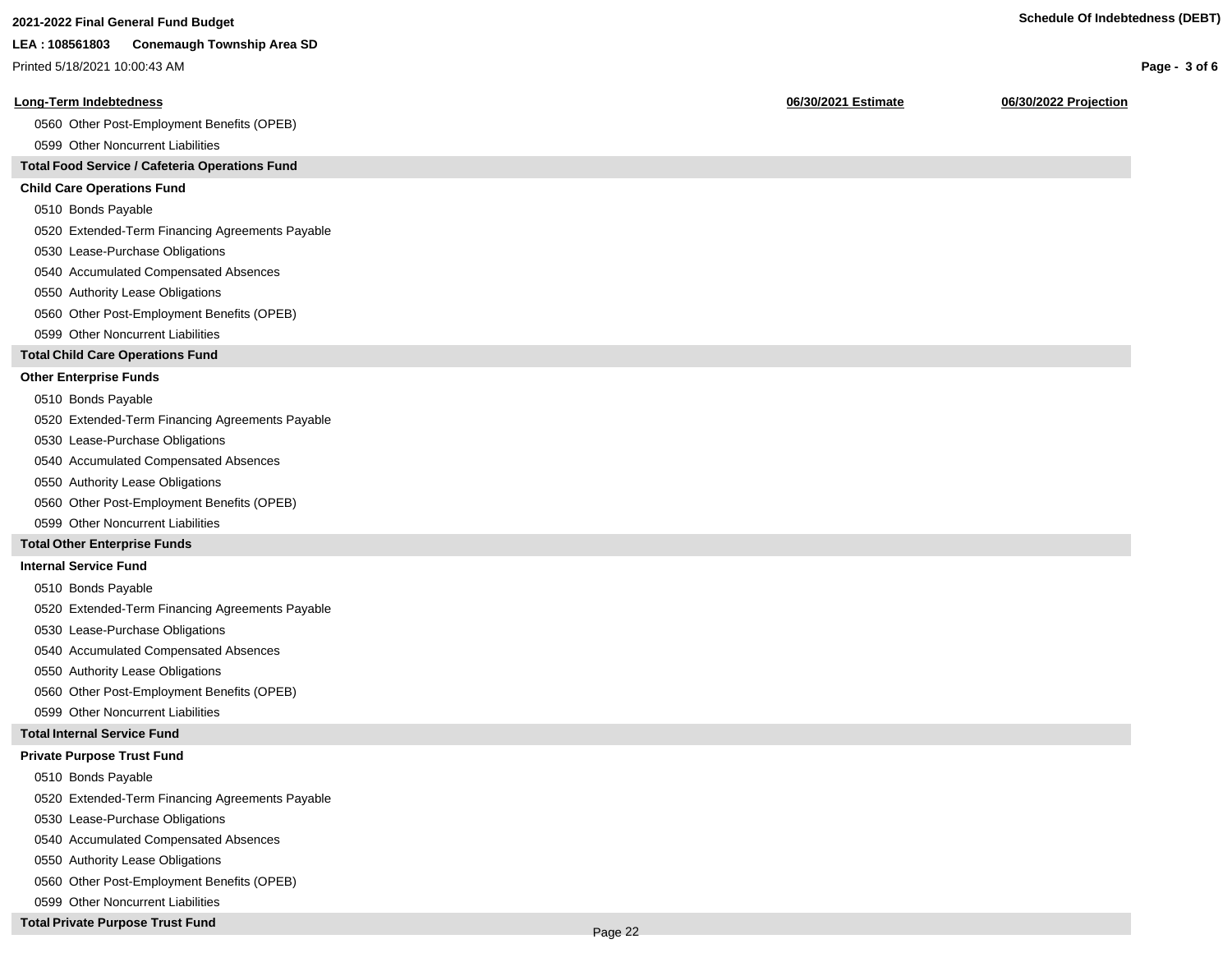2021-2022 Final General Fund Budget

LEA : 108561803 Conemaugh Township Area SD

Printed 5/18/2021 10:00:43 AM

Schedule Of Indebtedness (DEBT)

| Long-Term Indebtedness | 06/30/2021 Estimate | 06/30/2022 Projection |
|---|---|---|
| 0560 Other Post-Employment Benefits (OPEB) | | |
| 0599 Other Noncurrent Liabilities | | |
| **Total Food Service / Cafeteria Operations Fund** | | |
| **Child Care Operations Fund** | | |
| 0510 Bonds Payable | | |
| 0520 Extended-Term Financing Agreements Payable | | |
| 0530 Lease-Purchase Obligations | | |
| 0540 Accumulated Compensated Absences | | |
| 0550 Authority Lease Obligations | | |
| 0560 Other Post-Employment Benefits (OPEB) | | |
| 0599 Other Noncurrent Liabilities | | |
| **Total Child Care Operations Fund** | | |
| **Other Enterprise Funds** | | |
| 0510 Bonds Payable | | |
| 0520 Extended-Term Financing Agreements Payable | | |
| 0530 Lease-Purchase Obligations | | |
| 0540 Accumulated Compensated Absences | | |
| 0550 Authority Lease Obligations | | |
| 0560 Other Post-Employment Benefits (OPEB) | | |
| 0599 Other Noncurrent Liabilities | | |
| **Total Other Enterprise Funds** | | |
| **Internal Service Fund** | | |
| 0510 Bonds Payable | | |
| 0520 Extended-Term Financing Agreements Payable | | |
| 0530 Lease-Purchase Obligations | | |
| 0540 Accumulated Compensated Absences | | |
| 0550 Authority Lease Obligations | | |
| 0560 Other Post-Employment Benefits (OPEB) | | |
| 0599 Other Noncurrent Liabilities | | |
| **Total Internal Service Fund** | | |
| **Private Purpose Trust Fund** | | |
| 0510 Bonds Payable | | |
| 0520 Extended-Term Financing Agreements Payable | | |
| 0530 Lease-Purchase Obligations | | |
| 0540 Accumulated Compensated Absences | | |
| 0550 Authority Lease Obligations | | |
| 0560 Other Post-Employment Benefits (OPEB) | | |
| 0599 Other Noncurrent Liabilities | | |
| **Total Private Purpose Trust Fund** | | |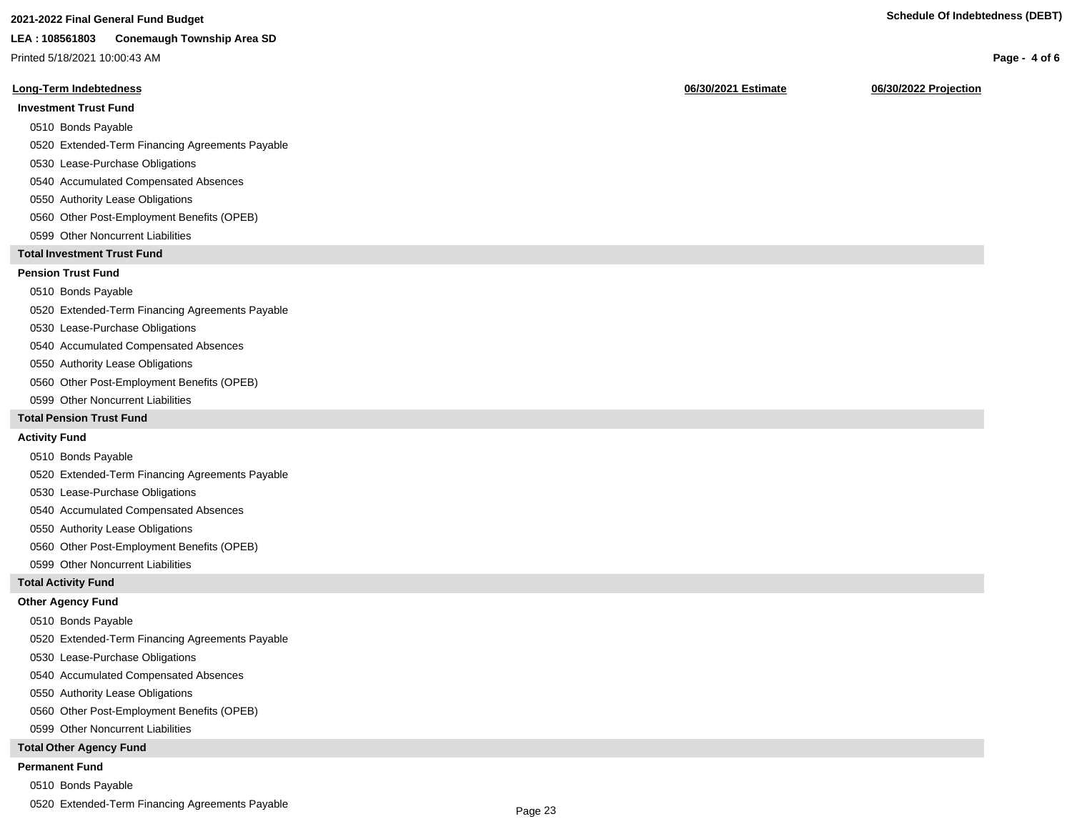2021-2022 Final General Fund Budget

LEA : 108561803 Conemaugh Township Area SD

Printed 5/18/2021 10:00:43 AM

## Schedule Of Indebtedness (DEBT)

| Long-Term Indebtedness | 06/30/2021 Estimate | 06/30/2022 Projection |
|---|---|---|
| **Investment Trust Fund** | | |
| 0510 Bonds Payable | | |
| 0520 Extended-Term Financing Agreements Payable | | |
| 0530 Lease-Purchase Obligations | | |
| 0540 Accumulated Compensated Absences | | |
| 0550 Authority Lease Obligations | | |
| 0560 Other Post-Employment Benefits (OPEB) | | |
| 0599 Other Noncurrent Liabilities | | |
| **Total Investment Trust Fund** | | |
| **Pension Trust Fund** | | |
| 0510 Bonds Payable | | |
| 0520 Extended-Term Financing Agreements Payable | | |
| 0530 Lease-Purchase Obligations | | |
| 0540 Accumulated Compensated Absences | | |
| 0550 Authority Lease Obligations | | |
| 0560 Other Post-Employment Benefits (OPEB) | | |
| 0599 Other Noncurrent Liabilities | | |
| **Total Pension Trust Fund** | | |
| **Activity Fund** | | |
| 0510 Bonds Payable | | |
| 0520 Extended-Term Financing Agreements Payable | | |
| 0530 Lease-Purchase Obligations | | |
| 0540 Accumulated Compensated Absences | | |
| 0550 Authority Lease Obligations | | |
| 0560 Other Post-Employment Benefits (OPEB) | | |
| 0599 Other Noncurrent Liabilities | | |
| **Total Activity Fund** | | |
| **Other Agency Fund** | | |
| 0510 Bonds Payable | | |
| 0520 Extended-Term Financing Agreements Payable | | |
| 0530 Lease-Purchase Obligations | | |
| 0540 Accumulated Compensated Absences | | |
| 0550 Authority Lease Obligations | | |
| 0560 Other Post-Employment Benefits (OPEB) | | |
| 0599 Other Noncurrent Liabilities | | |
| **Total Other Agency Fund** | | |
| **Permanent Fund** | | |
| 0510 Bonds Payable | | |
| 0520 Extended-Term Financing Agreements Payable | | |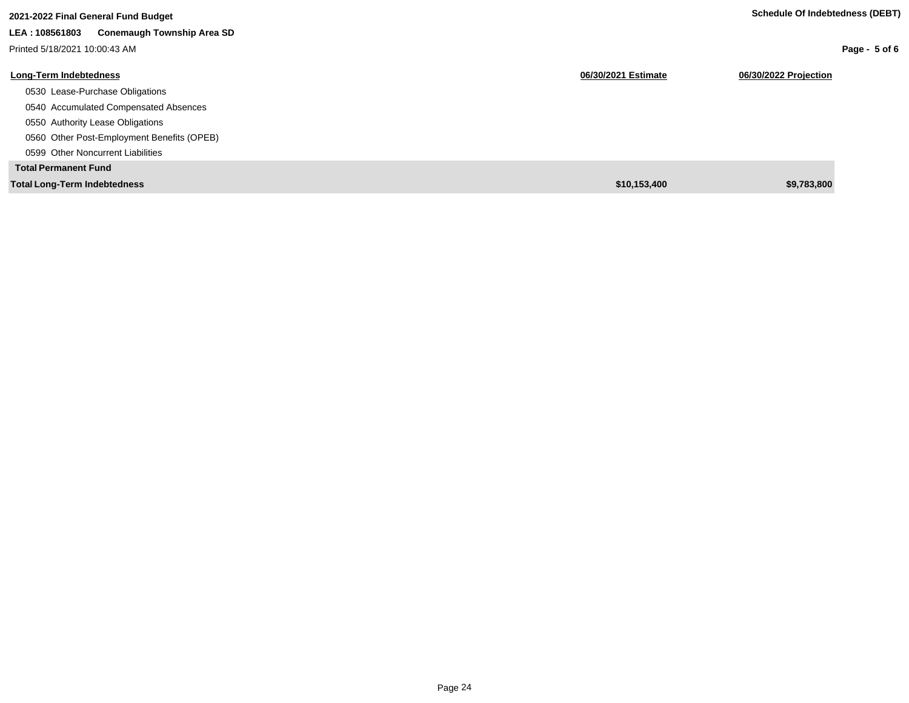| Long-Term Indebtedness | 06/30/2021 Estimate | 06/30/2022 Projection |
|---|---|---|
| 0530 Lease-Purchase Obligations | | |
| 0540 Accumulated Compensated Absences | | |
| 0550 Authority Lease Obligations | | |
| 0560 Other Post-Employment Benefits (OPEB) | | |
| 0599 Other Noncurrent Liabilities | | |
| **Total Permanent Fund** | | |
| **Total Long-Term Indebtedness** | **$10,153,400** | **$9,783,800** |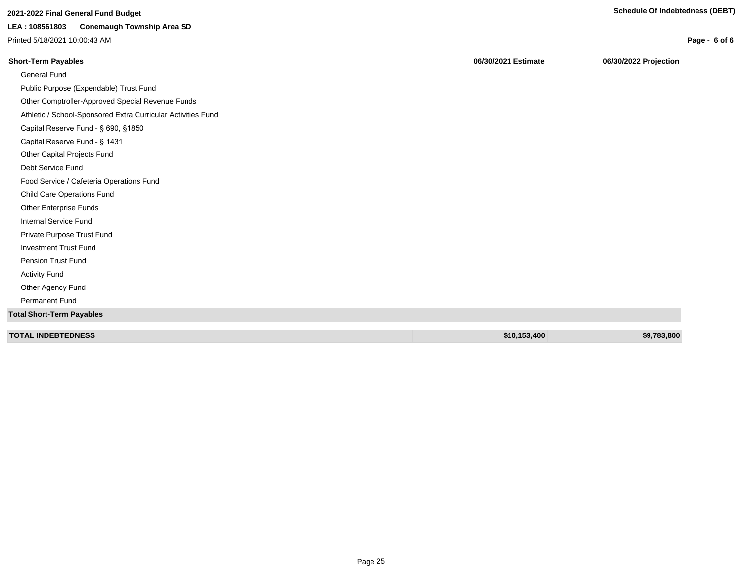| Short-Term Payables | 06/30/2021 Estimate | 06/30/2022 Projection |
|---|---|---|
| General Fund | | |
| Public Purpose (Expendable) Trust Fund | | |
| Other Comptroller-Approved Special Revenue Funds | | |
| Athletic / School-Sponsored Extra Curricular Activities Fund | | |
| Capital Reserve Fund - § 690, §1850 | | |
| Capital Reserve Fund - § 1431 | | |
| Other Capital Projects Fund | | |
| Debt Service Fund | | |
| Food Service / Cafeteria Operations Fund | | |
| Child Care Operations Fund | | |
| Other Enterprise Funds | | |
| Internal Service Fund | | |
| Private Purpose Trust Fund | | |
| Investment Trust Fund | | |
| Pension Trust Fund | | |
| Activity Fund | | |
| Other Agency Fund | | |
| Permanent Fund | | |
| **Total Short-Term Payables** | | |
| **TOTAL INDEBTEDNESS** | **$10,153,400** | **$9,783,800** |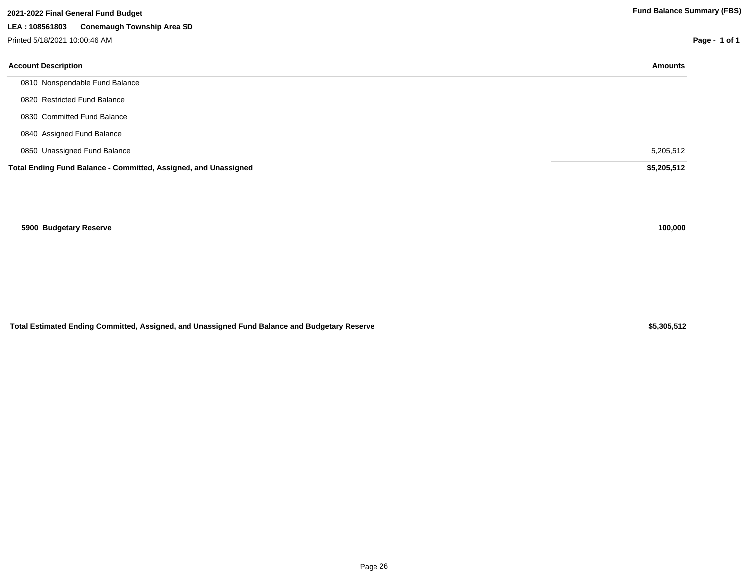**2021-2022 Final General Fund Budget**

**LEA : 108561803 Conemaugh Township Area SD**

Printed 5/18/2021 10:00:46 AM

**Fund Balance Summary (FBS)**

| Account Description | Amounts |
|---|---|
| 0810 Nonspendable Fund Balance | |
| 0820 Restricted Fund Balance | |
| 0830 Committed Fund Balance | |
| 0840 Assigned Fund Balance | |
| 0850 Unassigned Fund Balance | 5,205,512 |
| **Total Ending Fund Balance - Committed, Assigned, and Unassigned** | **$5,205,512** |
| **5900 Budgetary Reserve** | **100,000** |
| **Total Estimated Ending Committed, Assigned, and Unassigned Fund Balance and Budgetary Reserve** | **$5,305,512** |